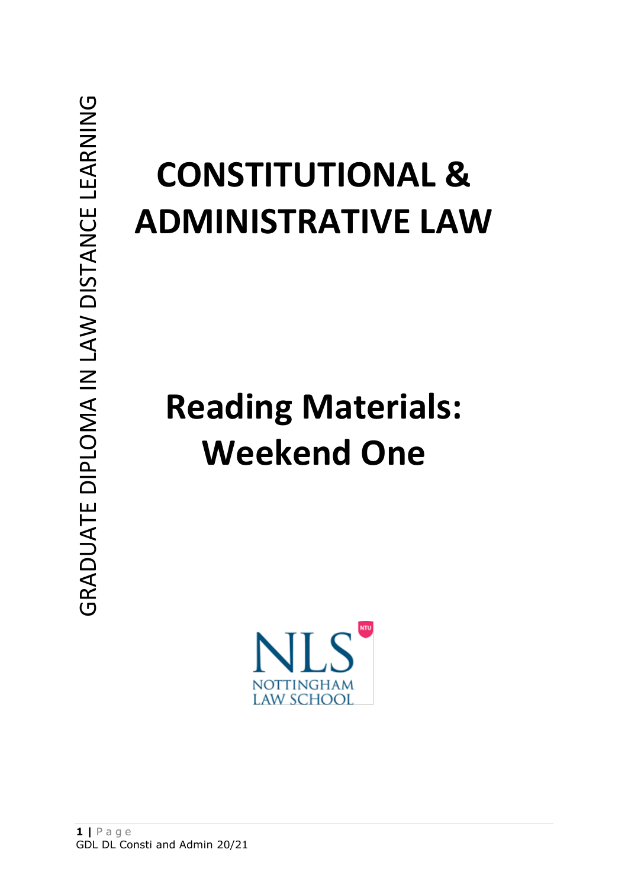GRADUATE DIPLOMA IN LAW DISTANCE LEARNING

# CONSTITUTIONAL & ADMINISTRATIVE LAW

# Reading Materials: Weekend One

NLS NTU
NOTTINGHAM LAW SCHOOL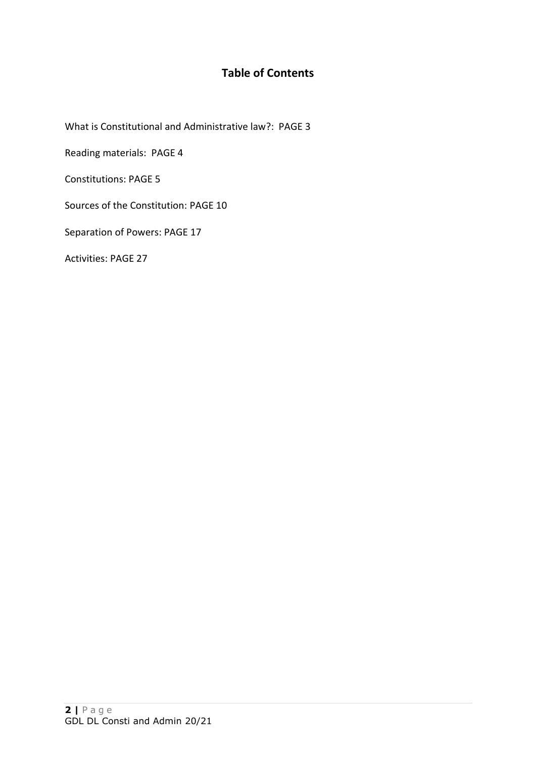## Table of Contents

What is Constitutional and Administrative law?: PAGE 3

Reading materials: PAGE 4

Constitutions: PAGE 5

Sources of the Constitution: PAGE 10

Separation of Powers: PAGE 17

Activities: PAGE 27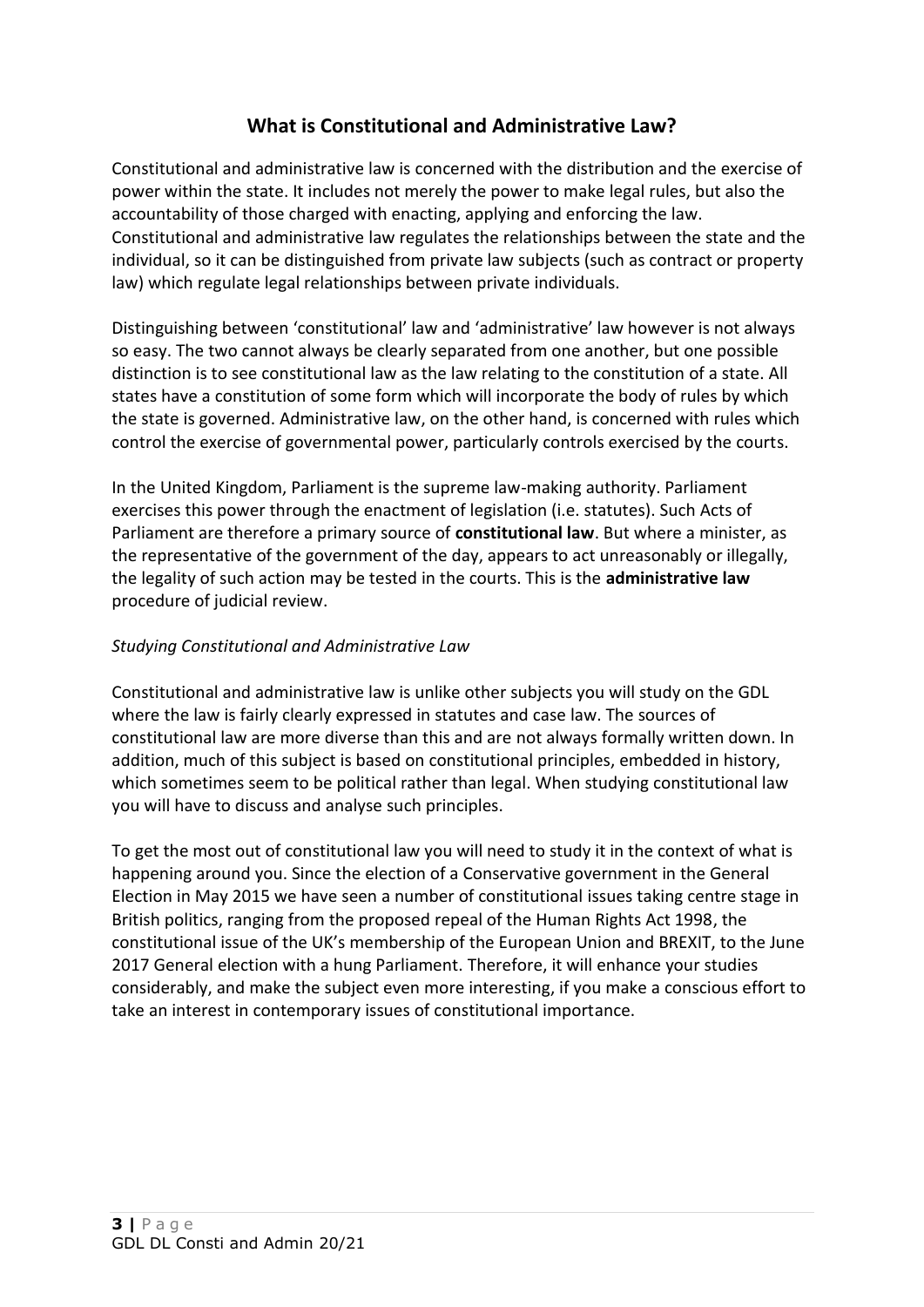# What is Constitutional and Administrative Law?

Constitutional and administrative law is concerned with the distribution and the exercise of power within the state. It includes not merely the power to make legal rules, but also the accountability of those charged with enacting, applying and enforcing the law. Constitutional and administrative law regulates the relationships between the state and the individual, so it can be distinguished from private law subjects (such as contract or property law) which regulate legal relationships between private individuals.

Distinguishing between 'constitutional' law and 'administrative' law however is not always so easy. The two cannot always be clearly separated from one another, but one possible distinction is to see constitutional law as the law relating to the constitution of a state. All states have a constitution of some form which will incorporate the body of rules by which the state is governed. Administrative law, on the other hand, is concerned with rules which control the exercise of governmental power, particularly controls exercised by the courts.

In the United Kingdom, Parliament is the supreme law-making authority. Parliament exercises this power through the enactment of legislation (i.e. statutes). Such Acts of Parliament are therefore a primary source of **constitutional law**. But where a minister, as the representative of the government of the day, appears to act unreasonably or illegally, the legality of such action may be tested in the courts. This is the **administrative law** procedure of judicial review.

*Studying Constitutional and Administrative Law*

Constitutional and administrative law is unlike other subjects you will study on the GDL where the law is fairly clearly expressed in statutes and case law. The sources of constitutional law are more diverse than this and are not always formally written down. In addition, much of this subject is based on constitutional principles, embedded in history, which sometimes seem to be political rather than legal. When studying constitutional law you will have to discuss and analyse such principles.

To get the most out of constitutional law you will need to study it in the context of what is happening around you. Since the election of a Conservative government in the General Election in May 2015 we have seen a number of constitutional issues taking centre stage in British politics, ranging from the proposed repeal of the Human Rights Act 1998, the constitutional issue of the UK's membership of the European Union and BREXIT, to the June 2017 General election with a hung Parliament. Therefore, it will enhance your studies considerably, and make the subject even more interesting, if you make a conscious effort to take an interest in contemporary issues of constitutional importance.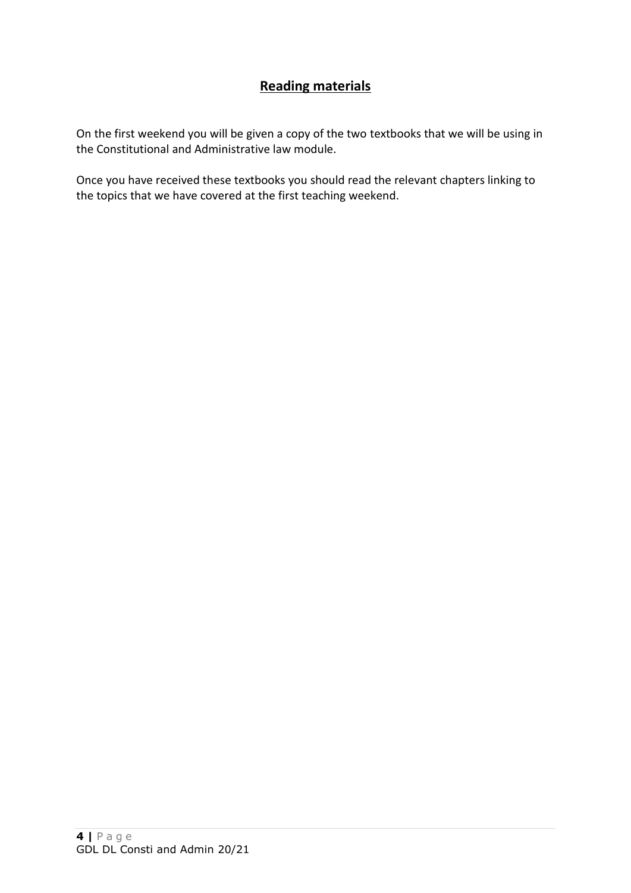## Reading materials

On the first weekend you will be given a copy of the two textbooks that we will be using in the Constitutional and Administrative law module.

Once you have received these textbooks you should read the relevant chapters linking to the topics that we have covered at the first teaching weekend.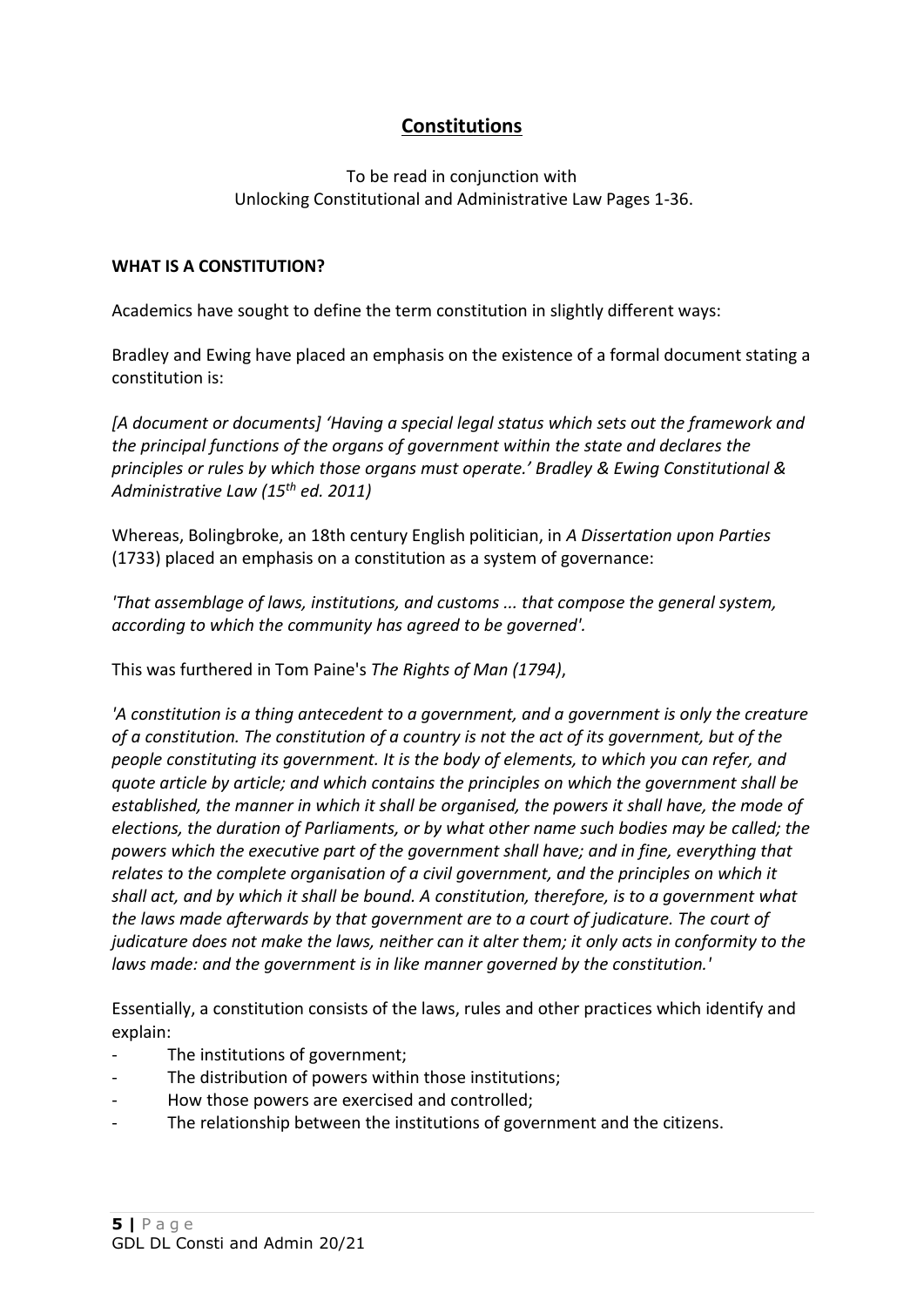# Constitutions

To be read in conjunction with
Unlocking Constitutional and Administrative Law Pages 1-36.

**WHAT IS A CONSTITUTION?**

Academics have sought to define the term constitution in slightly different ways:

Bradley and Ewing have placed an emphasis on the existence of a formal document stating a constitution is:

*[A document or documents] 'Having a special legal status which sets out the framework and the principal functions of the organs of government within the state and declares the principles or rules by which those organs must operate.' Bradley & Ewing Constitutional & Administrative Law (15th ed. 2011)*

Whereas, Bolingbroke, an 18th century English politician, in *A Dissertation upon Parties* (1733) placed an emphasis on a constitution as a system of governance:

*'That assemblage of laws, institutions, and customs ... that compose the general system, according to which the community has agreed to be governed'.*

This was furthered in Tom Paine's *The Rights of Man (1794)*,

*'A constitution is a thing antecedent to a government, and a government is only the creature of a constitution. The constitution of a country is not the act of its government, but of the people constituting its government. It is the body of elements, to which you can refer, and quote article by article; and which contains the principles on which the government shall be established, the manner in which it shall be organised, the powers it shall have, the mode of elections, the duration of Parliaments, or by what other name such bodies may be called; the powers which the executive part of the government shall have; and in fine, everything that relates to the complete organisation of a civil government, and the principles on which it shall act, and by which it shall be bound. A constitution, therefore, is to a government what the laws made afterwards by that government are to a court of judicature. The court of judicature does not make the laws, neither can it alter them; it only acts in conformity to the laws made: and the government is in like manner governed by the constitution.'*

Essentially, a constitution consists of the laws, rules and other practices which identify and explain:

- The institutions of government;
- The distribution of powers within those institutions;
- How those powers are exercised and controlled;
- The relationship between the institutions of government and the citizens.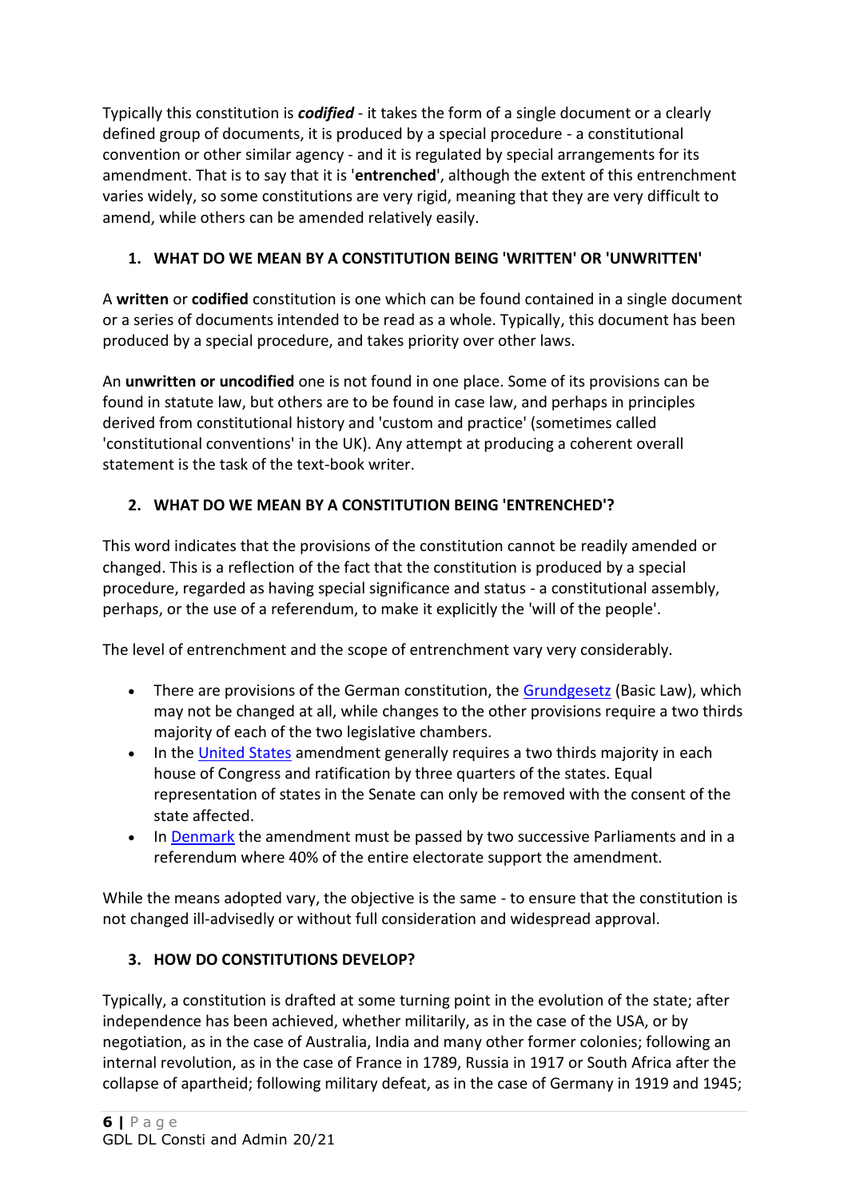Typically this constitution is ***codified*** - it takes the form of a single document or a clearly defined group of documents, it is produced by a special procedure - a constitutional convention or other similar agency - and it is regulated by special arrangements for its amendment. That is to say that it is '**entrenched**', although the extent of this entrenchment varies widely, so some constitutions are very rigid, meaning that they are very difficult to amend, while others can be amended relatively easily.

### 1. WHAT DO WE MEAN BY A CONSTITUTION BEING 'WRITTEN' OR 'UNWRITTEN'

A **written** or **codified** constitution is one which can be found contained in a single document or a series of documents intended to be read as a whole. Typically, this document has been produced by a special procedure, and takes priority over other laws.

An **unwritten or uncodified** one is not found in one place. Some of its provisions can be found in statute law, but others are to be found in case law, and perhaps in principles derived from constitutional history and 'custom and practice' (sometimes called 'constitutional conventions' in the UK). Any attempt at producing a coherent overall statement is the task of the text-book writer.

### 2. WHAT DO WE MEAN BY A CONSTITUTION BEING 'ENTRENCHED'?

This word indicates that the provisions of the constitution cannot be readily amended or changed. This is a reflection of the fact that the constitution is produced by a special procedure, regarded as having special significance and status - a constitutional assembly, perhaps, or the use of a referendum, to make it explicitly the 'will of the people'.

The level of entrenchment and the scope of entrenchment vary very considerably.

- There are provisions of the German constitution, the Grundgesetz (Basic Law), which may not be changed at all, while changes to the other provisions require a two thirds majority of each of the two legislative chambers.
- In the United States amendment generally requires a two thirds majority in each house of Congress and ratification by three quarters of the states. Equal representation of states in the Senate can only be removed with the consent of the state affected.
- In Denmark the amendment must be passed by two successive Parliaments and in a referendum where 40% of the entire electorate support the amendment.

While the means adopted vary, the objective is the same - to ensure that the constitution is not changed ill-advisedly or without full consideration and widespread approval.

### 3. HOW DO CONSTITUTIONS DEVELOP?

Typically, a constitution is drafted at some turning point in the evolution of the state; after independence has been achieved, whether militarily, as in the case of the USA, or by negotiation, as in the case of Australia, India and many other former colonies; following an internal revolution, as in the case of France in 1789, Russia in 1917 or South Africa after the collapse of apartheid; following military defeat, as in the case of Germany in 1919 and 1945;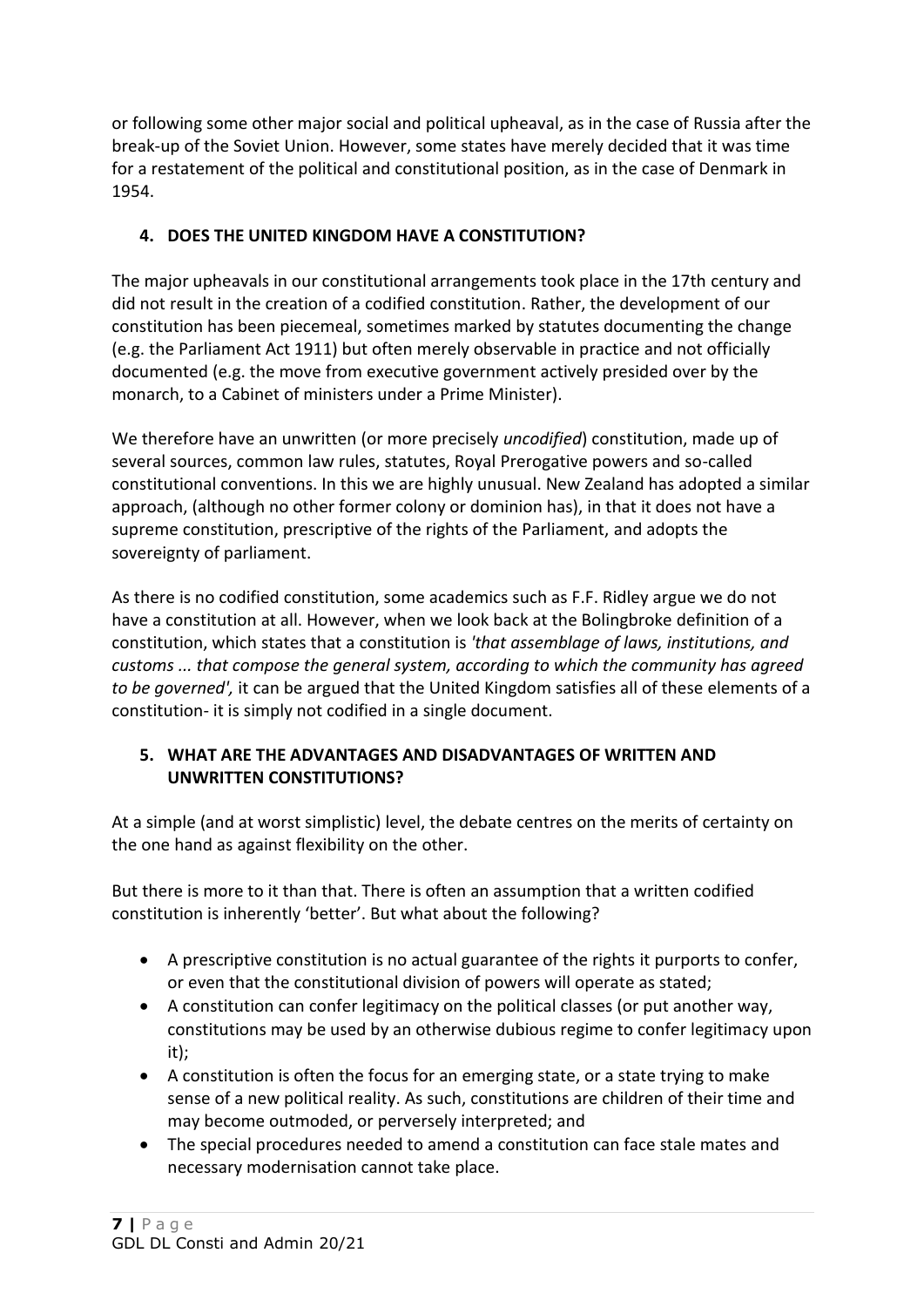or following some other major social and political upheaval, as in the case of Russia after the break-up of the Soviet Union. However, some states have merely decided that it was time for a restatement of the political and constitutional position, as in the case of Denmark in 1954.

## 4. DOES THE UNITED KINGDOM HAVE A CONSTITUTION?

The major upheavals in our constitutional arrangements took place in the 17th century and did not result in the creation of a codified constitution. Rather, the development of our constitution has been piecemeal, sometimes marked by statutes documenting the change (e.g. the Parliament Act 1911) but often merely observable in practice and not officially documented (e.g. the move from executive government actively presided over by the monarch, to a Cabinet of ministers under a Prime Minister).

We therefore have an unwritten (or more precisely *uncodified*) constitution, made up of several sources, common law rules, statutes, Royal Prerogative powers and so-called constitutional conventions. In this we are highly unusual. New Zealand has adopted a similar approach, (although no other former colony or dominion has), in that it does not have a supreme constitution, prescriptive of the rights of the Parliament, and adopts the sovereignty of parliament.

As there is no codified constitution, some academics such as F.F. Ridley argue we do not have a constitution at all. However, when we look back at the Bolingbroke definition of a constitution, which states that a constitution is *'that assemblage of laws, institutions, and customs ... that compose the general system, according to which the community has agreed to be governed',* it can be argued that the United Kingdom satisfies all of these elements of a constitution- it is simply not codified in a single document.

## 5. WHAT ARE THE ADVANTAGES AND DISADVANTAGES OF WRITTEN AND UNWRITTEN CONSTITUTIONS?

At a simple (and at worst simplistic) level, the debate centres on the merits of certainty on the one hand as against flexibility on the other.

But there is more to it than that. There is often an assumption that a written codified constitution is inherently 'better'. But what about the following?

- A prescriptive constitution is no actual guarantee of the rights it purports to confer, or even that the constitutional division of powers will operate as stated;
- A constitution can confer legitimacy on the political classes (or put another way, constitutions may be used by an otherwise dubious regime to confer legitimacy upon it);
- A constitution is often the focus for an emerging state, or a state trying to make sense of a new political reality. As such, constitutions are children of their time and may become outmoded, or perversely interpreted; and
- The special procedures needed to amend a constitution can face stale mates and necessary modernisation cannot take place.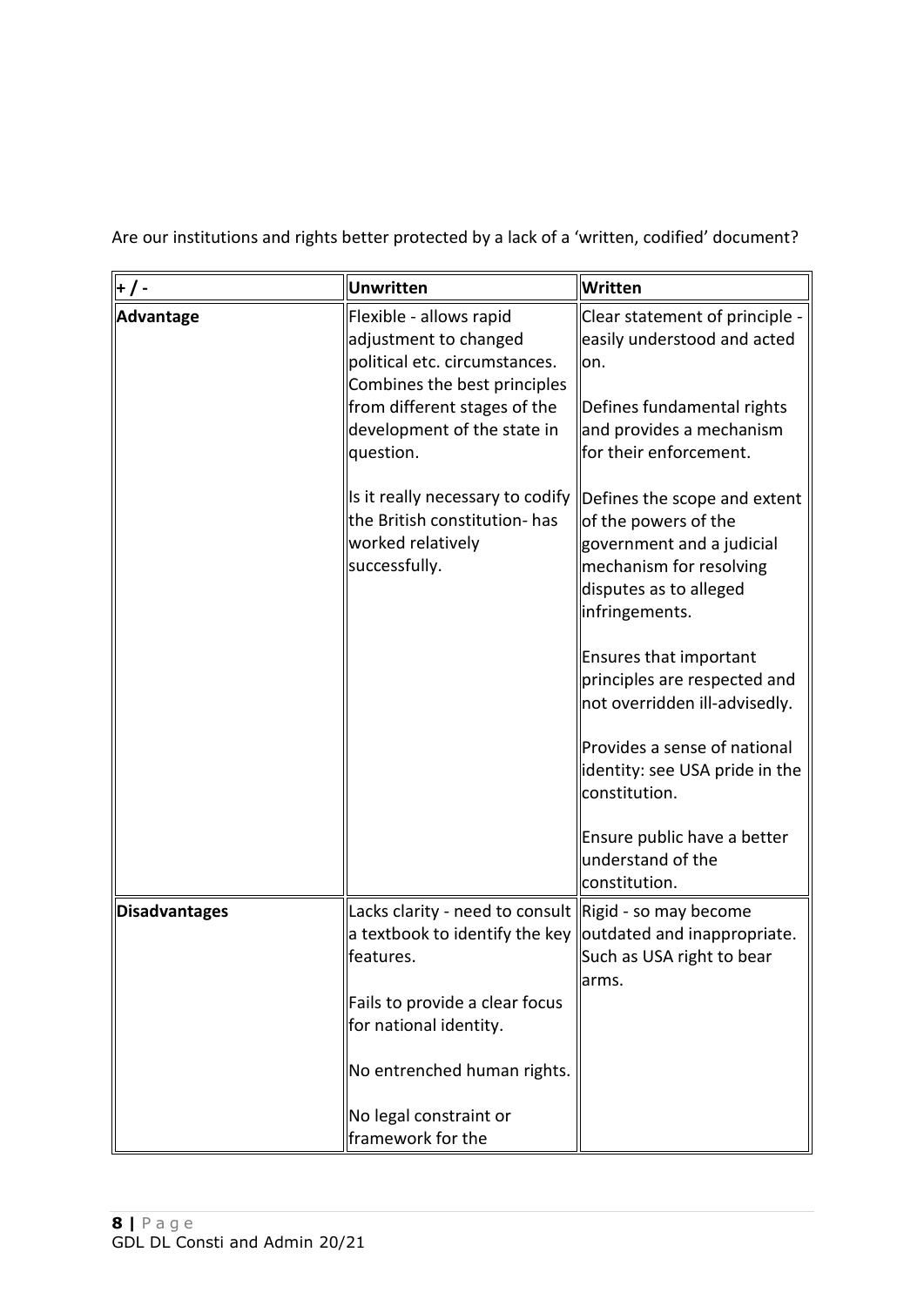Are our institutions and rights better protected by a lack of a 'written, codified' document?

| + / - | Unwritten | Written |
|---|---|---|
| **Advantage** | Flexible - allows rapid adjustment to changed political etc. circumstances. Combines the best principles from different stages of the development of the state in question.<br><br>Is it really necessary to codify the British constitution- has worked relatively successfully. | Clear statement of principle - easily understood and acted on.<br><br>Defines fundamental rights and provides a mechanism for their enforcement.<br><br>Defines the scope and extent of the powers of the government and a judicial mechanism for resolving disputes as to alleged infringements.<br><br>Ensures that important principles are respected and not overridden ill-advisedly.<br><br>Provides a sense of national identity: see USA pride in the constitution.<br><br>Ensure public have a better understand of the constitution. |
| **Disadvantages** | Lacks clarity - need to consult a textbook to identify the key features.<br><br>Fails to provide a clear focus for national identity.<br><br>No entrenched human rights.<br><br>No legal constraint or framework for the | Rigid - so may become outdated and inappropriate. Such as USA right to bear arms. |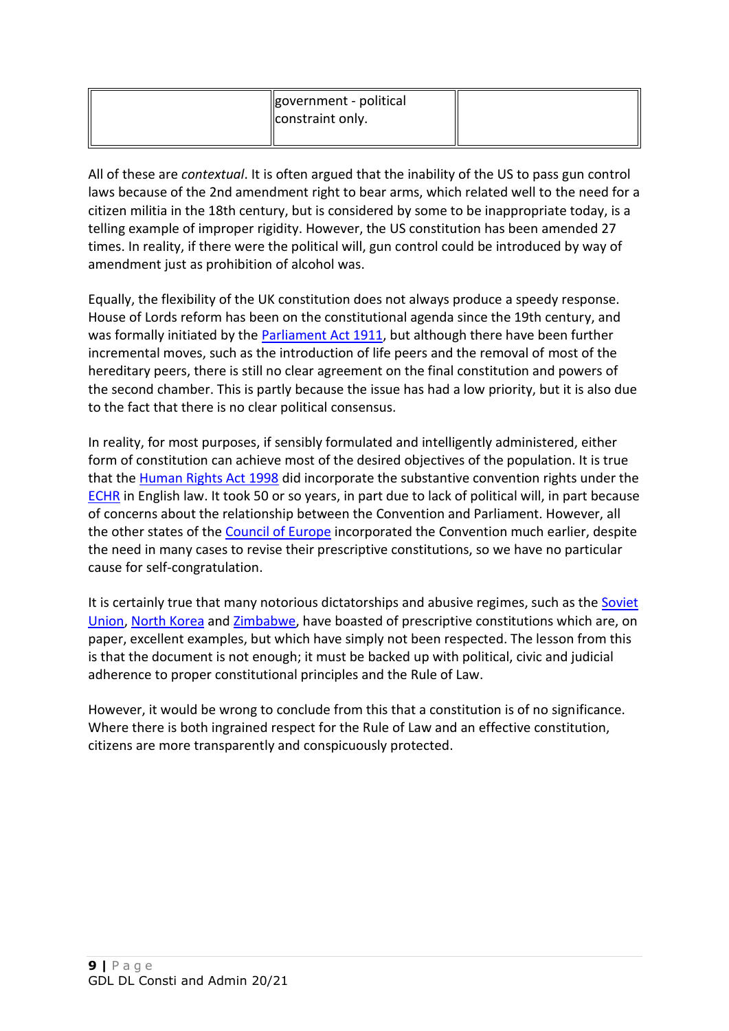|  | government - political constraint only. |  |
|---|---|---|

All of these are *contextual*. It is often argued that the inability of the US to pass gun control laws because of the 2nd amendment right to bear arms, which related well to the need for a citizen militia in the 18th century, but is considered by some to be inappropriate today, is a telling example of improper rigidity. However, the US constitution has been amended 27 times. In reality, if there were the political will, gun control could be introduced by way of amendment just as prohibition of alcohol was.

Equally, the flexibility of the UK constitution does not always produce a speedy response. House of Lords reform has been on the constitutional agenda since the 19th century, and was formally initiated by the Parliament Act 1911, but although there have been further incremental moves, such as the introduction of life peers and the removal of most of the hereditary peers, there is still no clear agreement on the final constitution and powers of the second chamber. This is partly because the issue has had a low priority, but it is also due to the fact that there is no clear political consensus.

In reality, for most purposes, if sensibly formulated and intelligently administered, either form of constitution can achieve most of the desired objectives of the population. It is true that the Human Rights Act 1998 did incorporate the substantive convention rights under the ECHR in English law. It took 50 or so years, in part due to lack of political will, in part because of concerns about the relationship between the Convention and Parliament. However, all the other states of the Council of Europe incorporated the Convention much earlier, despite the need in many cases to revise their prescriptive constitutions, so we have no particular cause for self-congratulation.

It is certainly true that many notorious dictatorships and abusive regimes, such as the Soviet Union, North Korea and Zimbabwe, have boasted of prescriptive constitutions which are, on paper, excellent examples, but which have simply not been respected. The lesson from this is that the document is not enough; it must be backed up with political, civic and judicial adherence to proper constitutional principles and the Rule of Law.

However, it would be wrong to conclude from this that a constitution is of no significance. Where there is both ingrained respect for the Rule of Law and an effective constitution, citizens are more transparently and conspicuously protected.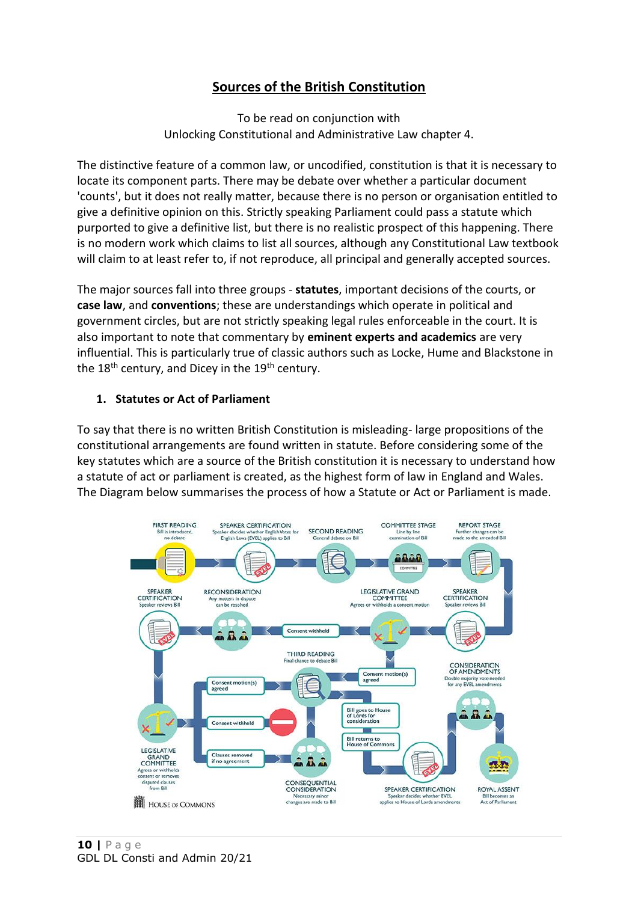## Sources of the British Constitution

To be read on conjunction with
Unlocking Constitutional and Administrative Law chapter 4.

The distinctive feature of a common law, or uncodified, constitution is that it is necessary to locate its component parts. There may be debate over whether a particular document 'counts', but it does not really matter, because there is no person or organisation entitled to give a definitive opinion on this. Strictly speaking Parliament could pass a statute which purported to give a definitive list, but there is no realistic prospect of this happening. There is no modern work which claims to list all sources, although any Constitutional Law textbook will claim to at least refer to, if not reproduce, all principal and generally accepted sources.

The major sources fall into three groups - **statutes**, important decisions of the courts, or **case law**, and **conventions**; these are understandings which operate in political and government circles, but are not strictly speaking legal rules enforceable in the court. It is also important to note that commentary by **eminent experts and academics** are very influential. This is particularly true of classic authors such as Locke, Hume and Blackstone in the 18th century, and Dicey in the 19th century.

### 1. Statutes or Act of Parliament

To say that there is no written British Constitution is misleading- large propositions of the constitutional arrangements are found written in statute. Before considering some of the key statutes which are a source of the British constitution it is necessary to understand how a statute of act or parliament is created, as the highest form of law in England and Wales. The Diagram below summarises the process of how a Statute or Act or Parliament is made.

FIRST READING
Bill is introduced, no debate

SPEAKER CERTIFICATION
Speaker decides whether English Votes for English Laws (EVEL) applies to Bill

SECOND READING
General debate on Bill

COMMITTEE STAGE
Line by line examination of Bill

REPORT STAGE
Further changes can be made to the amended Bill

SPEAKER CERTIFICATION
Speaker reviews Bill

LEGISLATIVE GRAND COMMITTEE
Agrees or withholds a consent motion

RECONSIDERATION
Any matters in dispute can be resolved

SPEAKER CERTIFICATION
Speaker reviews Bill

Consent withheld

THIRD READING
Final chance to debate Bill

Consent motion(s) agreed

CONSIDERATION OF AMENDMENTS
Double majority vote needed for any EVEL amendments

Consent motion(s) agreed

Consent withheld

Clauses removed if no agreement

LEGISLATIVE GRAND COMMITTEE
Agrees or withholds consent or removes disputed clauses from Bill

CONSEQUENTIAL CONSIDERATION
Necessary minor changes are made to Bill

Bill goes to House of Lords for consideration

Bill returns to House of Commons

SPEAKER CERTIFICATION
Speaker decides whether EVEL applies to House of Lords amendments

ROYAL ASSENT
Bill becomes an Act of Parliament

HOUSE OF COMMONS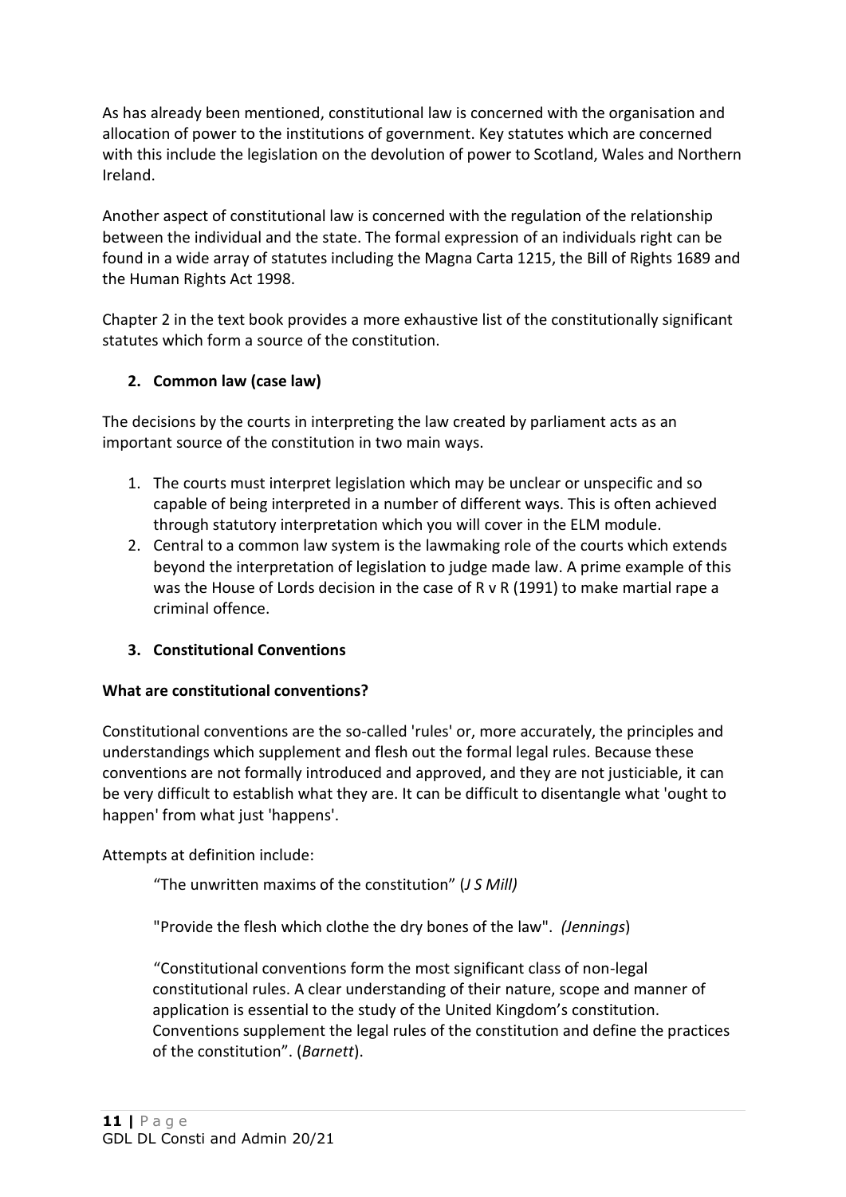As has already been mentioned, constitutional law is concerned with the organisation and allocation of power to the institutions of government. Key statutes which are concerned with this include the legislation on the devolution of power to Scotland, Wales and Northern Ireland.

Another aspect of constitutional law is concerned with the regulation of the relationship between the individual and the state. The formal expression of an individuals right can be found in a wide array of statutes including the Magna Carta 1215, the Bill of Rights 1689 and the Human Rights Act 1998.

Chapter 2 in the text book provides a more exhaustive list of the constitutionally significant statutes which form a source of the constitution.

## 2. Common law (case law)

The decisions by the courts in interpreting the law created by parliament acts as an important source of the constitution in two main ways.

1. The courts must interpret legislation which may be unclear or unspecific and so capable of being interpreted in a number of different ways. This is often achieved through statutory interpretation which you will cover in the ELM module.
2. Central to a common law system is the lawmaking role of the courts which extends beyond the interpretation of legislation to judge made law. A prime example of this was the House of Lords decision in the case of R v R (1991) to make martial rape a criminal offence.

## 3. Constitutional Conventions

**What are constitutional conventions?**

Constitutional conventions are the so-called 'rules' or, more accurately, the principles and understandings which supplement and flesh out the formal legal rules. Because these conventions are not formally introduced and approved, and they are not justiciable, it can be very difficult to establish what they are. It can be difficult to disentangle what 'ought to happen' from what just 'happens'.

Attempts at definition include:

> "The unwritten maxims of the constitution" (*J S Mill)*
>
> "Provide the flesh which clothe the dry bones of the law". *(Jennings*)
>
> "Constitutional conventions form the most significant class of non-legal constitutional rules. A clear understanding of their nature, scope and manner of application is essential to the study of the United Kingdom's constitution. Conventions supplement the legal rules of the constitution and define the practices of the constitution". (*Barnett*).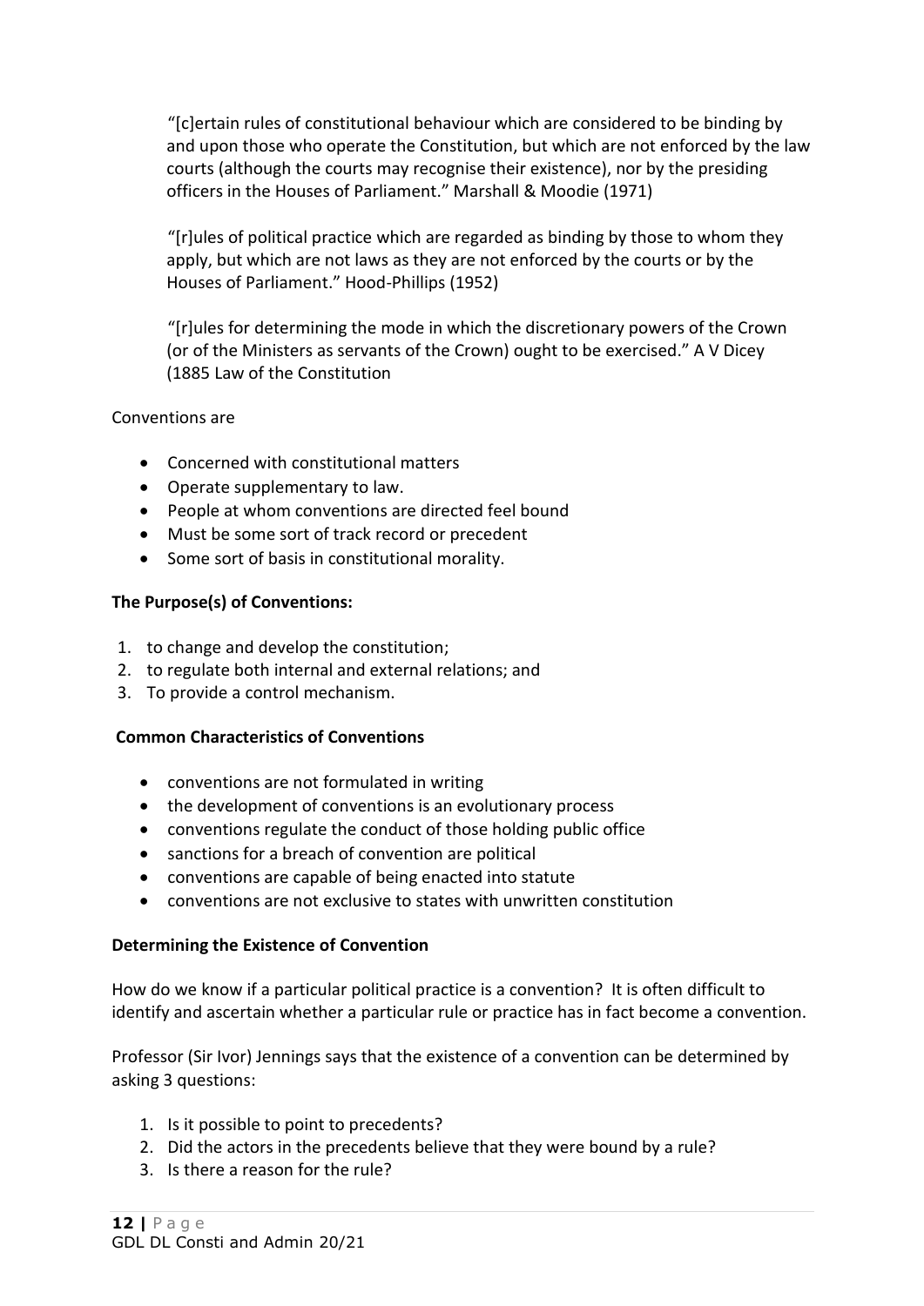> "[c]ertain rules of constitutional behaviour which are considered to be binding by and upon those who operate the Constitution, but which are not enforced by the law courts (although the courts may recognise their existence), nor by the presiding officers in the Houses of Parliament." Marshall & Moodie (1971)

> "[r]ules of political practice which are regarded as binding by those to whom they apply, but which are not laws as they are not enforced by the courts or by the Houses of Parliament." Hood-Phillips (1952)

> "[r]ules for determining the mode in which the discretionary powers of the Crown (or of the Ministers as servants of the Crown) ought to be exercised." A V Dicey (1885 Law of the Constitution

Conventions are

- Concerned with constitutional matters
- Operate supplementary to law.
- People at whom conventions are directed feel bound
- Must be some sort of track record or precedent
- Some sort of basis in constitutional morality.

**The Purpose(s) of Conventions:**

1. to change and develop the constitution;
2. to regulate both internal and external relations; and
3. To provide a control mechanism.

**Common Characteristics of Conventions**

- conventions are not formulated in writing
- the development of conventions is an evolutionary process
- conventions regulate the conduct of those holding public office
- sanctions for a breach of convention are political
- conventions are capable of being enacted into statute
- conventions are not exclusive to states with unwritten constitution

**Determining the Existence of Convention**

How do we know if a particular political practice is a convention? It is often difficult to identify and ascertain whether a particular rule or practice has in fact become a convention.

Professor (Sir Ivor) Jennings says that the existence of a convention can be determined by asking 3 questions:

1. Is it possible to point to precedents?
2. Did the actors in the precedents believe that they were bound by a rule?
3. Is there a reason for the rule?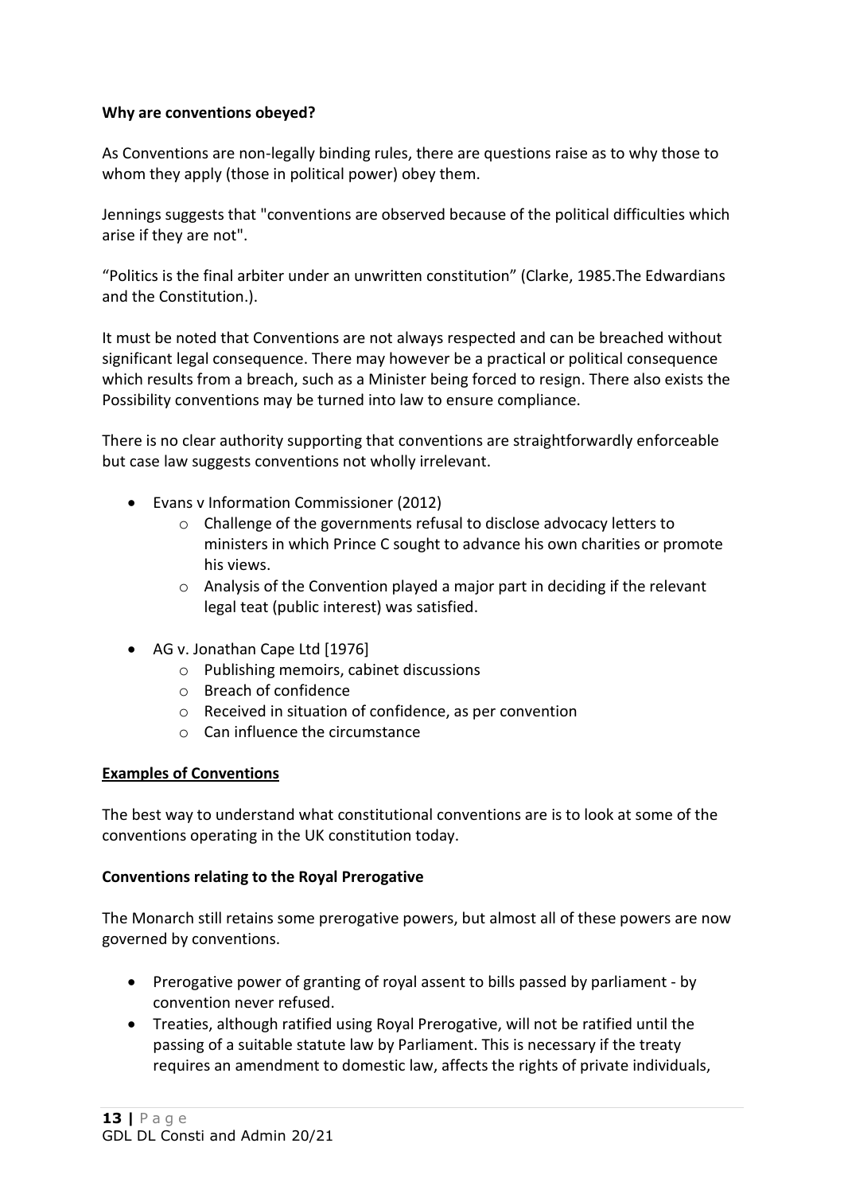**Why are conventions obeyed?**

As Conventions are non-legally binding rules, there are questions raise as to why those to whom they apply (those in political power) obey them.

Jennings suggests that "conventions are observed because of the political difficulties which arise if they are not".

"Politics is the final arbiter under an unwritten constitution" (Clarke, 1985.The Edwardians and the Constitution.).

It must be noted that Conventions are not always respected and can be breached without significant legal consequence. There may however be a practical or political consequence which results from a breach, such as a Minister being forced to resign. There also exists the Possibility conventions may be turned into law to ensure compliance.

There is no clear authority supporting that conventions are straightforwardly enforceable but case law suggests conventions not wholly irrelevant.

- Evans v Information Commissioner (2012)
  - Challenge of the governments refusal to disclose advocacy letters to ministers in which Prince C sought to advance his own charities or promote his views.
  - Analysis of the Convention played a major part in deciding if the relevant legal teat (public interest) was satisfied.
- AG v. Jonathan Cape Ltd [1976]
  - Publishing memoirs, cabinet discussions
  - Breach of confidence
  - Received in situation of confidence, as per convention
  - Can influence the circumstance

**Examples of Conventions**

The best way to understand what constitutional conventions are is to look at some of the conventions operating in the UK constitution today.

**Conventions relating to the Royal Prerogative**

The Monarch still retains some prerogative powers, but almost all of these powers are now governed by conventions.

- Prerogative power of granting of royal assent to bills passed by parliament - by convention never refused.
- Treaties, although ratified using Royal Prerogative, will not be ratified until the passing of a suitable statute law by Parliament. This is necessary if the treaty requires an amendment to domestic law, affects the rights of private individuals,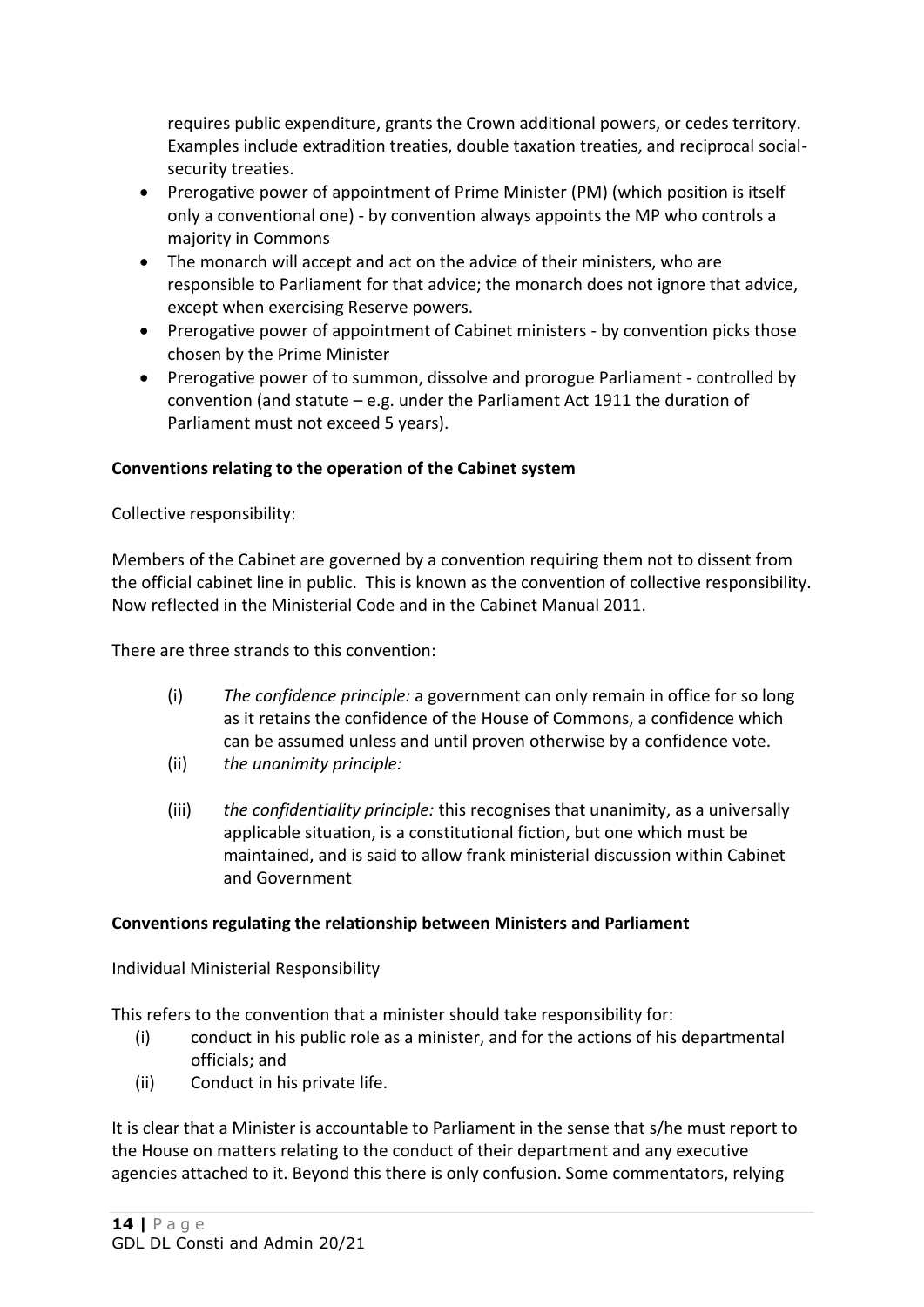requires public expenditure, grants the Crown additional powers, or cedes territory. Examples include extradition treaties, double taxation treaties, and reciprocal social-security treaties.

- Prerogative power of appointment of Prime Minister (PM) (which position is itself only a conventional one) - by convention always appoints the MP who controls a majority in Commons
- The monarch will accept and act on the advice of their ministers, who are responsible to Parliament for that advice; the monarch does not ignore that advice, except when exercising Reserve powers.
- Prerogative power of appointment of Cabinet ministers - by convention picks those chosen by the Prime Minister
- Prerogative power of to summon, dissolve and prorogue Parliament - controlled by convention (and statute – e.g. under the Parliament Act 1911 the duration of Parliament must not exceed 5 years).

**Conventions relating to the operation of the Cabinet system**

Collective responsibility:

Members of the Cabinet are governed by a convention requiring them not to dissent from the official cabinet line in public. This is known as the convention of collective responsibility. Now reflected in the Ministerial Code and in the Cabinet Manual 2011.

There are three strands to this convention:

(i) *The confidence principle:* a government can only remain in office for so long as it retains the confidence of the House of Commons, a confidence which can be assumed unless and until proven otherwise by a confidence vote.

(ii) *the unanimity principle:*

(iii) *the confidentiality principle:* this recognises that unanimity, as a universally applicable situation, is a constitutional fiction, but one which must be maintained, and is said to allow frank ministerial discussion within Cabinet and Government

**Conventions regulating the relationship between Ministers and Parliament**

Individual Ministerial Responsibility

This refers to the convention that a minister should take responsibility for:

(i) conduct in his public role as a minister, and for the actions of his departmental officials; and

(ii) Conduct in his private life.

It is clear that a Minister is accountable to Parliament in the sense that s/he must report to the House on matters relating to the conduct of their department and any executive agencies attached to it. Beyond this there is only confusion. Some commentators, relying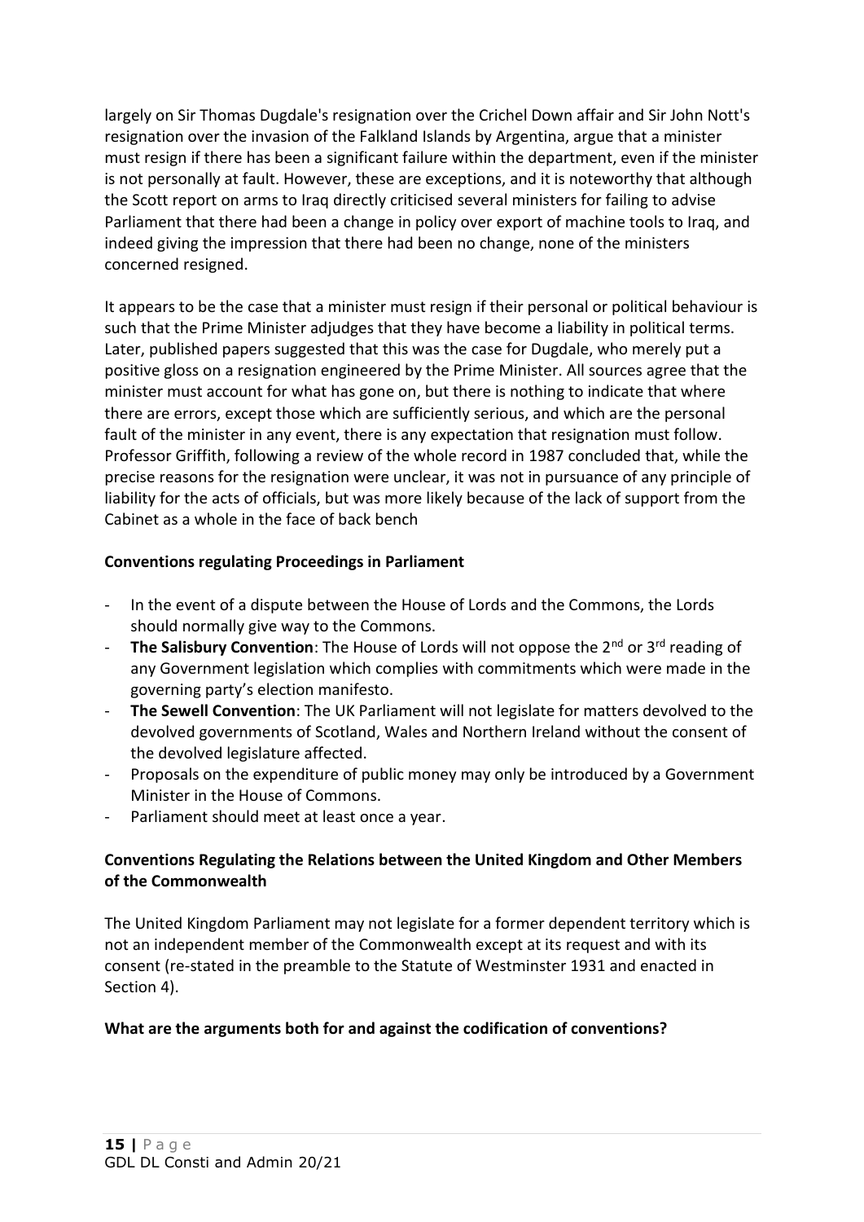largely on Sir Thomas Dugdale's resignation over the Crichel Down affair and Sir John Nott's resignation over the invasion of the Falkland Islands by Argentina, argue that a minister must resign if there has been a significant failure within the department, even if the minister is not personally at fault. However, these are exceptions, and it is noteworthy that although the Scott report on arms to Iraq directly criticised several ministers for failing to advise Parliament that there had been a change in policy over export of machine tools to Iraq, and indeed giving the impression that there had been no change, none of the ministers concerned resigned.

It appears to be the case that a minister must resign if their personal or political behaviour is such that the Prime Minister adjudges that they have become a liability in political terms. Later, published papers suggested that this was the case for Dugdale, who merely put a positive gloss on a resignation engineered by the Prime Minister. All sources agree that the minister must account for what has gone on, but there is nothing to indicate that where there are errors, except those which are sufficiently serious, and which are the personal fault of the minister in any event, there is any expectation that resignation must follow. Professor Griffith, following a review of the whole record in 1987 concluded that, while the precise reasons for the resignation were unclear, it was not in pursuance of any principle of liability for the acts of officials, but was more likely because of the lack of support from the Cabinet as a whole in the face of back bench

**Conventions regulating Proceedings in Parliament**

- In the event of a dispute between the House of Lords and the Commons, the Lords should normally give way to the Commons.
- **The Salisbury Convention**: The House of Lords will not oppose the 2nd or 3rd reading of any Government legislation which complies with commitments which were made in the governing party's election manifesto.
- **The Sewell Convention**: The UK Parliament will not legislate for matters devolved to the devolved governments of Scotland, Wales and Northern Ireland without the consent of the devolved legislature affected.
- Proposals on the expenditure of public money may only be introduced by a Government Minister in the House of Commons.
- Parliament should meet at least once a year.

**Conventions Regulating the Relations between the United Kingdom and Other Members of the Commonwealth**

The United Kingdom Parliament may not legislate for a former dependent territory which is not an independent member of the Commonwealth except at its request and with its consent (re-stated in the preamble to the Statute of Westminster 1931 and enacted in Section 4).

**What are the arguments both for and against the codification of conventions?**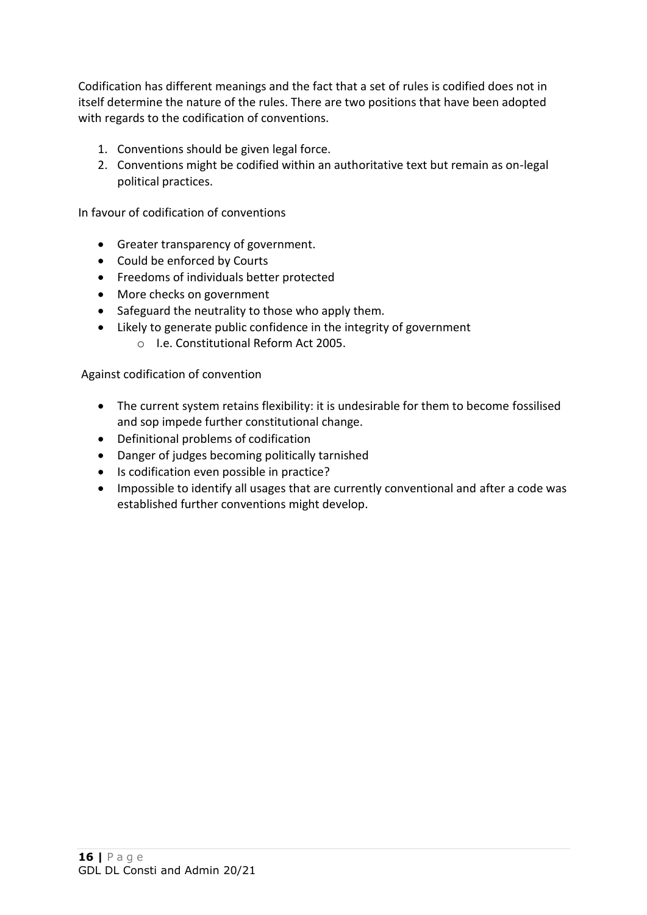Codification has different meanings and the fact that a set of rules is codified does not in itself determine the nature of the rules. There are two positions that have been adopted with regards to the codification of conventions.

1. Conventions should be given legal force.
2. Conventions might be codified within an authoritative text but remain as on-legal political practices.

In favour of codification of conventions

- Greater transparency of government.
- Could be enforced by Courts
- Freedoms of individuals better protected
- More checks on government
- Safeguard the neutrality to those who apply them.
- Likely to generate public confidence in the integrity of government
  - I.e. Constitutional Reform Act 2005.

Against codification of convention

- The current system retains flexibility: it is undesirable for them to become fossilised and sop impede further constitutional change.
- Definitional problems of codification
- Danger of judges becoming politically tarnished
- Is codification even possible in practice?
- Impossible to identify all usages that are currently conventional and after a code was established further conventions might develop.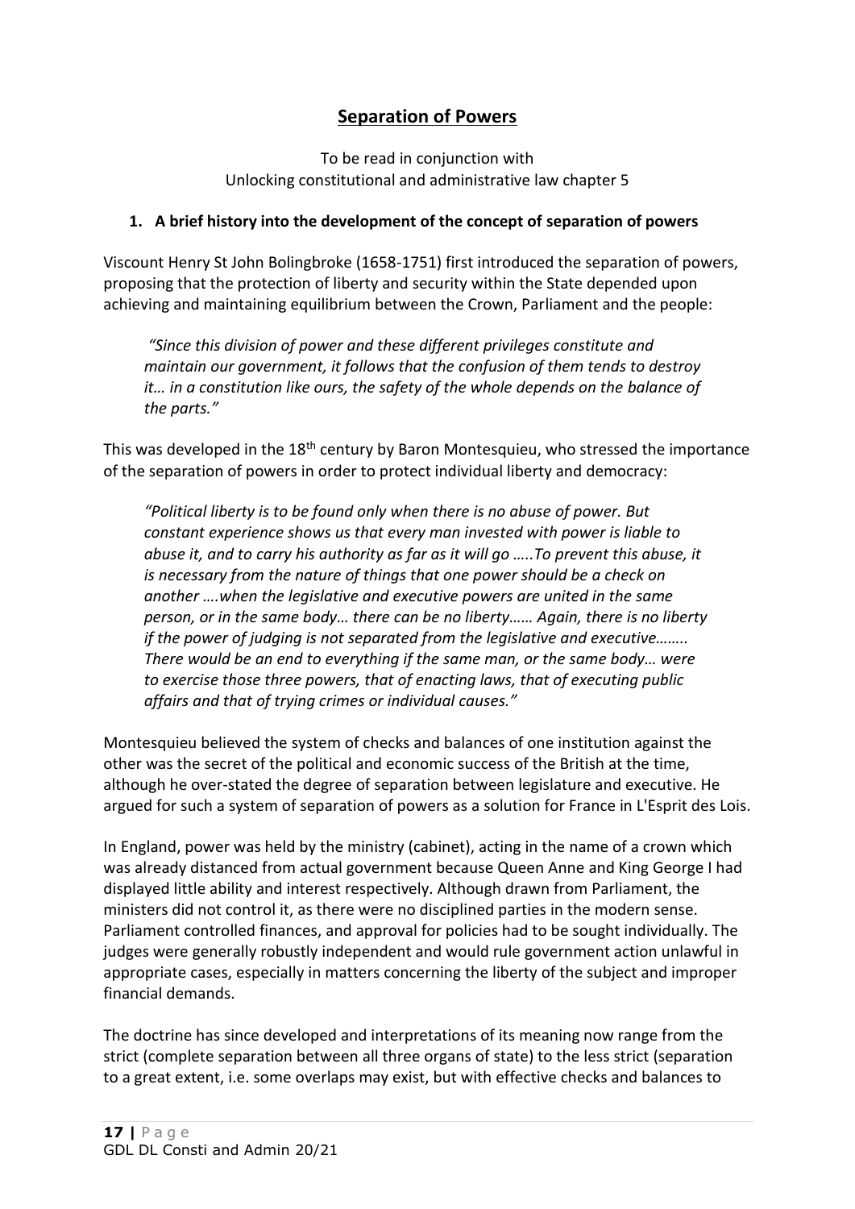# Separation of Powers

To be read in conjunction with
Unlocking constitutional and administrative law chapter 5

### 1. A brief history into the development of the concept of separation of powers

Viscount Henry St John Bolingbroke (1658-1751) first introduced the separation of powers, proposing that the protection of liberty and security within the State depended upon achieving and maintaining equilibrium between the Crown, Parliament and the people:

> *"Since this division of power and these different privileges constitute and maintain our government, it follows that the confusion of them tends to destroy it… in a constitution like ours, the safety of the whole depends on the balance of the parts."*

This was developed in the 18th century by Baron Montesquieu, who stressed the importance of the separation of powers in order to protect individual liberty and democracy:

> *"Political liberty is to be found only when there is no abuse of power. But constant experience shows us that every man invested with power is liable to abuse it, and to carry his authority as far as it will go …..To prevent this abuse, it is necessary from the nature of things that one power should be a check on another ….when the legislative and executive powers are united in the same person, or in the same body… there can be no liberty…… Again, there is no liberty if the power of judging is not separated from the legislative and executive…….. There would be an end to everything if the same man, or the same body… were to exercise those three powers, that of enacting laws, that of executing public affairs and that of trying crimes or individual causes."*

Montesquieu believed the system of checks and balances of one institution against the other was the secret of the political and economic success of the British at the time, although he over-stated the degree of separation between legislature and executive. He argued for such a system of separation of powers as a solution for France in L'Esprit des Lois.

In England, power was held by the ministry (cabinet), acting in the name of a crown which was already distanced from actual government because Queen Anne and King George I had displayed little ability and interest respectively. Although drawn from Parliament, the ministers did not control it, as there were no disciplined parties in the modern sense. Parliament controlled finances, and approval for policies had to be sought individually. The judges were generally robustly independent and would rule government action unlawful in appropriate cases, especially in matters concerning the liberty of the subject and improper financial demands.

The doctrine has since developed and interpretations of its meaning now range from the strict (complete separation between all three organs of state) to the less strict (separation to a great extent, i.e. some overlaps may exist, but with effective checks and balances to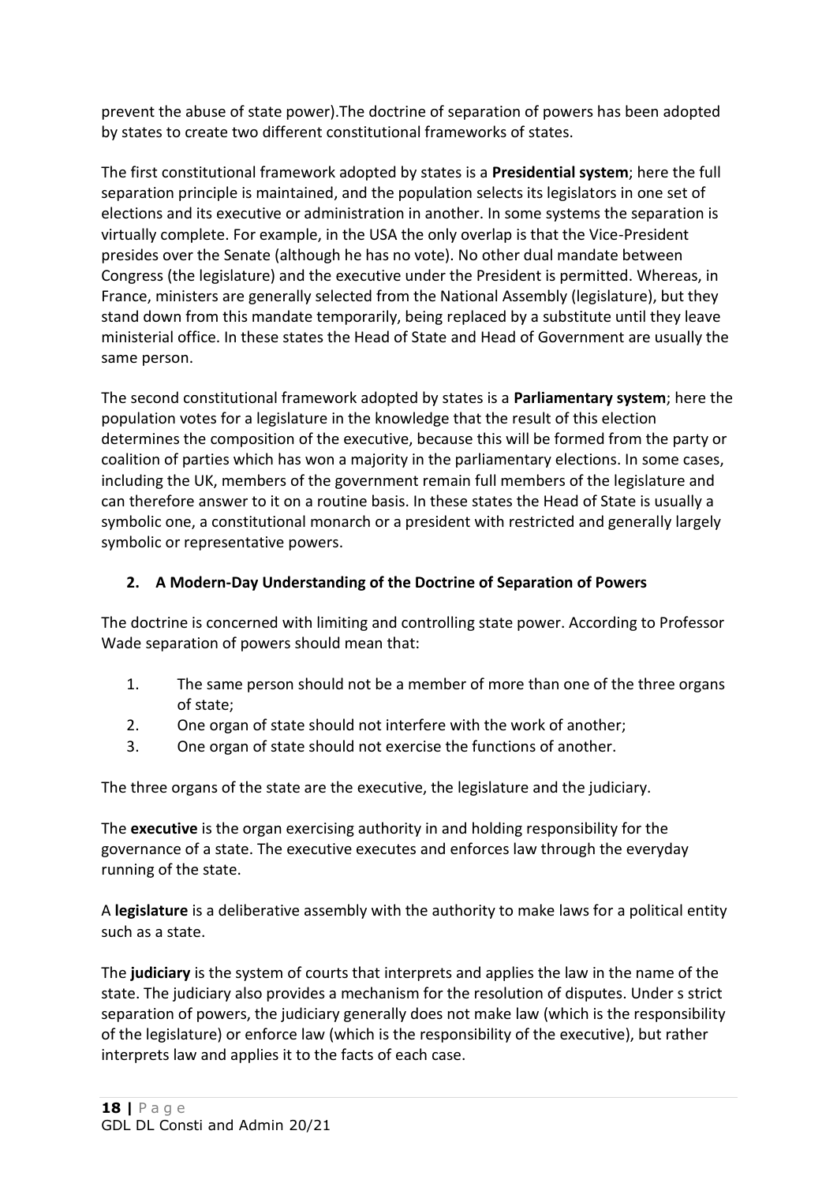prevent the abuse of state power).The doctrine of separation of powers has been adopted by states to create two different constitutional frameworks of states.

The first constitutional framework adopted by states is a **Presidential system**; here the full separation principle is maintained, and the population selects its legislators in one set of elections and its executive or administration in another. In some systems the separation is virtually complete. For example, in the USA the only overlap is that the Vice-President presides over the Senate (although he has no vote). No other dual mandate between Congress (the legislature) and the executive under the President is permitted. Whereas, in France, ministers are generally selected from the National Assembly (legislature), but they stand down from this mandate temporarily, being replaced by a substitute until they leave ministerial office. In these states the Head of State and Head of Government are usually the same person.

The second constitutional framework adopted by states is a **Parliamentary system**; here the population votes for a legislature in the knowledge that the result of this election determines the composition of the executive, because this will be formed from the party or coalition of parties which has won a majority in the parliamentary elections. In some cases, including the UK, members of the government remain full members of the legislature and can therefore answer to it on a routine basis. In these states the Head of State is usually a symbolic one, a constitutional monarch or a president with restricted and generally largely symbolic or representative powers.

## 2. A Modern-Day Understanding of the Doctrine of Separation of Powers

The doctrine is concerned with limiting and controlling state power. According to Professor Wade separation of powers should mean that:

1. The same person should not be a member of more than one of the three organs of state;
2. One organ of state should not interfere with the work of another;
3. One organ of state should not exercise the functions of another.

The three organs of the state are the executive, the legislature and the judiciary.

The **executive** is the organ exercising authority in and holding responsibility for the governance of a state. The executive executes and enforces law through the everyday running of the state.

A **legislature** is a deliberative assembly with the authority to make laws for a political entity such as a state.

The **judiciary** is the system of courts that interprets and applies the law in the name of the state. The judiciary also provides a mechanism for the resolution of disputes. Under s strict separation of powers, the judiciary generally does not make law (which is the responsibility of the legislature) or enforce law (which is the responsibility of the executive), but rather interprets law and applies it to the facts of each case.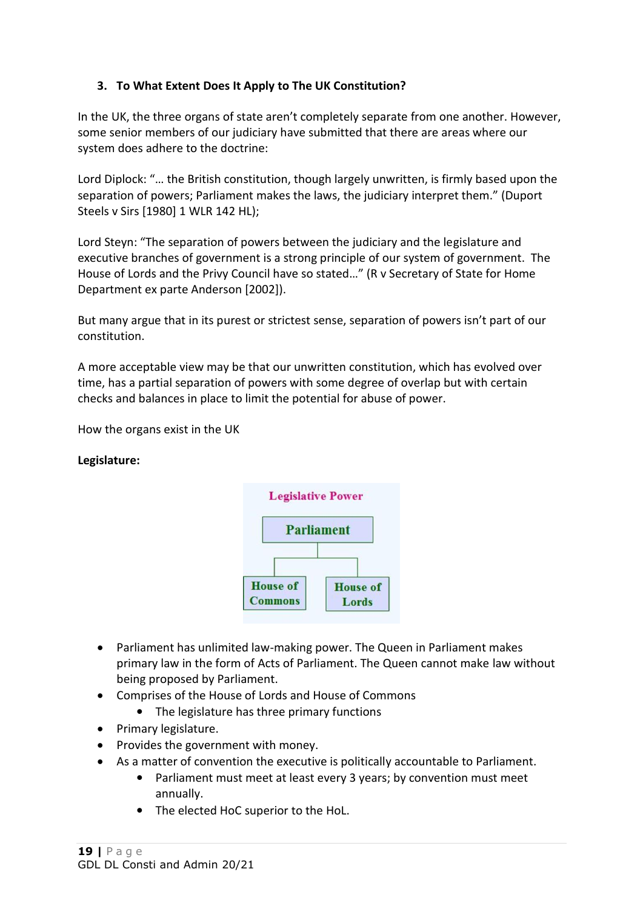### 3. To What Extent Does It Apply to The UK Constitution?

In the UK, the three organs of state aren't completely separate from one another. However, some senior members of our judiciary have submitted that there are areas where our system does adhere to the doctrine:

Lord Diplock: "… the British constitution, though largely unwritten, is firmly based upon the separation of powers; Parliament makes the laws, the judiciary interpret them." (Duport Steels v Sirs [1980] 1 WLR 142 HL);

Lord Steyn: "The separation of powers between the judiciary and the legislature and executive branches of government is a strong principle of our system of government. The House of Lords and the Privy Council have so stated…" (R v Secretary of State for Home Department ex parte Anderson [2002]).

But many argue that in its purest or strictest sense, separation of powers isn't part of our constitution.

A more acceptable view may be that our unwritten constitution, which has evolved over time, has a partial separation of powers with some degree of overlap but with certain checks and balances in place to limit the potential for abuse of power.

How the organs exist in the UK

**Legislature:**

Legislative Power

Parliament

House of Commons | House of Lords

- Parliament has unlimited law-making power. The Queen in Parliament makes primary law in the form of Acts of Parliament. The Queen cannot make law without being proposed by Parliament.
- Comprises of the House of Lords and House of Commons
    - The legislature has three primary functions
- Primary legislature.
- Provides the government with money.
- As a matter of convention the executive is politically accountable to Parliament.
    - Parliament must meet at least every 3 years; by convention must meet annually.
    - The elected HoC superior to the HoL.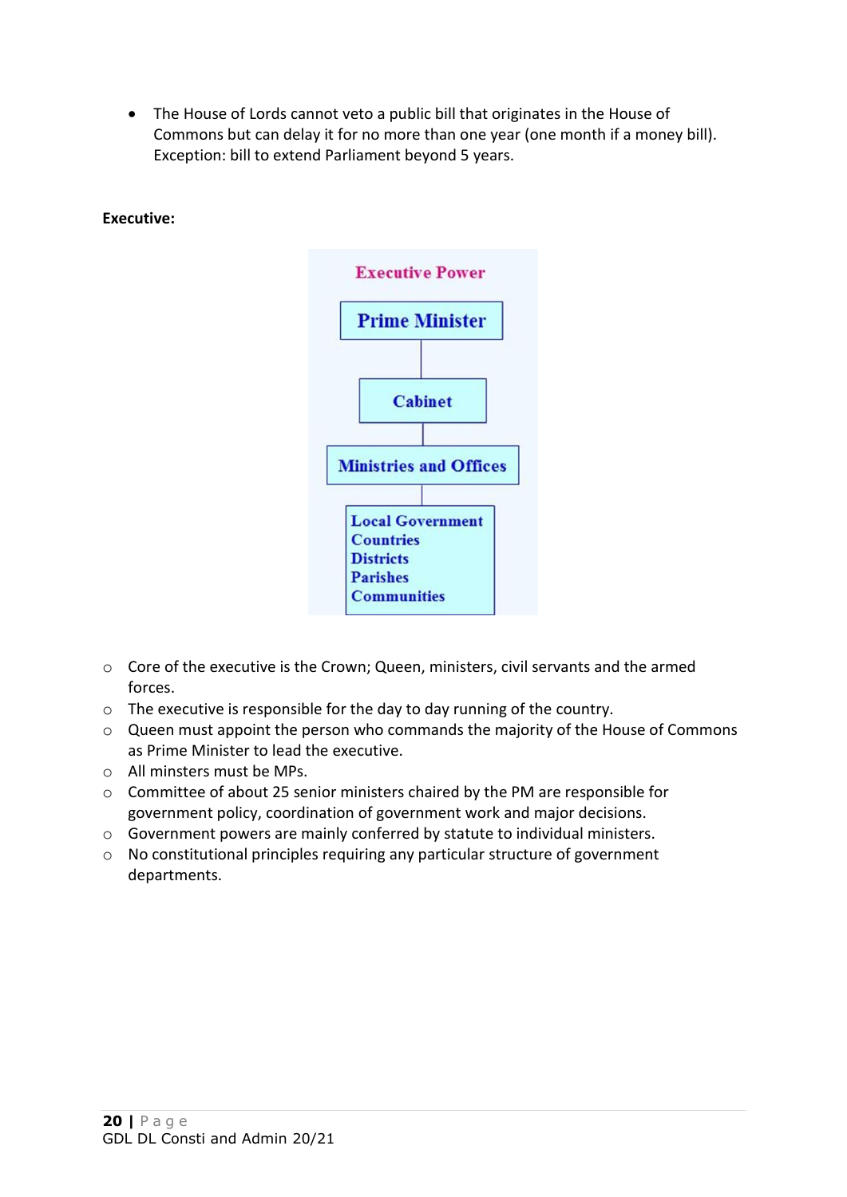- The House of Lords cannot veto a public bill that originates in the House of Commons but can delay it for no more than one year (one month if a money bill). Exception: bill to extend Parliament beyond 5 years.

**Executive:**

Executive Power

Prime Minister

Cabinet

Ministries and Offices

Local Government
Countries
Districts
Parishes
Communities

- Core of the executive is the Crown; Queen, ministers, civil servants and the armed forces.
- The executive is responsible for the day to day running of the country.
- Queen must appoint the person who commands the majority of the House of Commons as Prime Minister to lead the executive.
- All minsters must be MPs.
- Committee of about 25 senior ministers chaired by the PM are responsible for government policy, coordination of government work and major decisions.
- Government powers are mainly conferred by statute to individual ministers.
- No constitutional principles requiring any particular structure of government departments.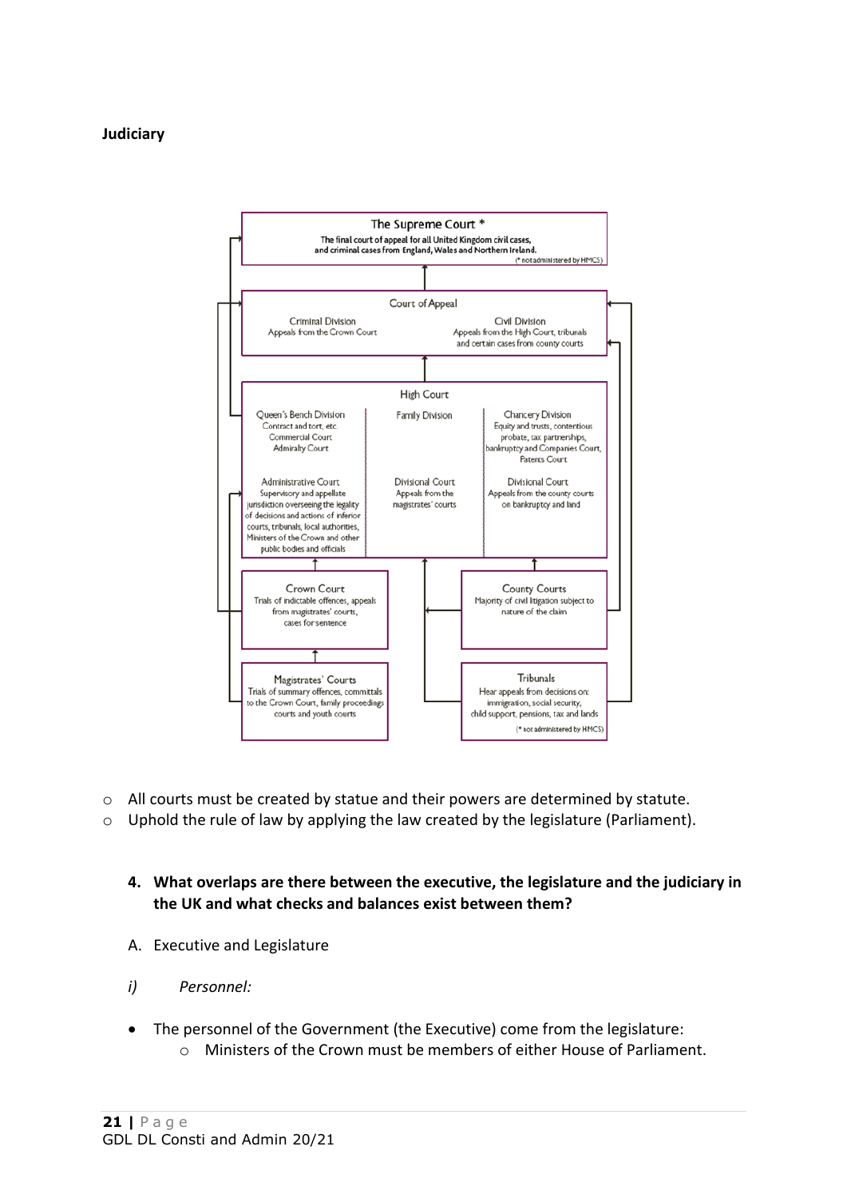**Judiciary**

**The Supreme Court ***
The final court of appeal for all United Kingdom civil cases, and criminal cases from England, Wales and Northern Ireland.
(* not administered by HMCS)

**Court of Appeal**
- Criminal Division: Appeals from the Crown Court
- Civil Division: Appeals from the High Court, tribunals and certain cases from county courts

**High Court**
- Queen's Bench Division: Contract and tort, etc. Commercial Court, Admiralty Court
- Family Division
- Chancery Division: Equity and trusts, contentious probate, tax partnerships, bankruptcy and Companies Court, Patents Court
- Administrative Court: Supervisory and appellate jurisdiction overseeing the legality of decisions and actions of inferior courts, tribunals, local authorities, Ministers of the Crown and other public bodies and officials
- Divisional Court: Appeals from the magistrates' courts
- Divisional Court: Appeals from the county courts on bankruptcy and land

**Crown Court**
Trials of indictable offences, appeals from magistrates' courts, cases for sentence

**County Courts**
Majority of civil litigation subject to nature of the claim

**Magistrates' Courts**
Trials of summary offences, committals to the Crown Court, family proceedings courts and youth courts

**Tribunals**
Hear appeals from decisions on: immigration, social security, child support, pensions, tax and lands
(* not administered by HMCS)

- All courts must be created by statue and their powers are determined by statute.
- Uphold the rule of law by applying the law created by the legislature (Parliament).

4. **What overlaps are there between the executive, the legislature and the judiciary in the UK and what checks and balances exist between them?**

A. Executive and Legislature

*i) Personnel:*

- The personnel of the Government (the Executive) come from the legislature:
  - Ministers of the Crown must be members of either House of Parliament.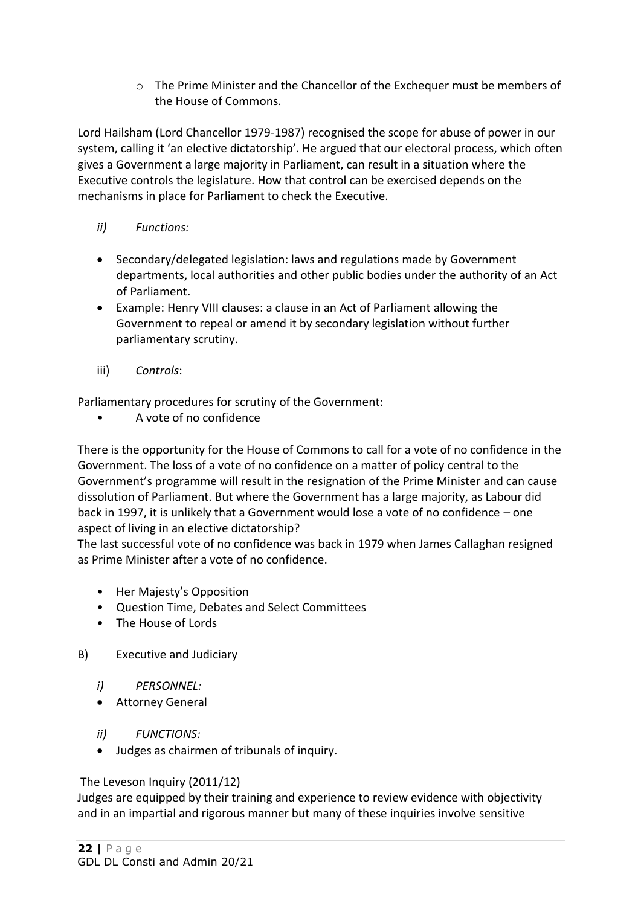- The Prime Minister and the Chancellor of the Exchequer must be members of the House of Commons.

Lord Hailsham (Lord Chancellor 1979-1987) recognised the scope for abuse of power in our system, calling it 'an elective dictatorship'. He argued that our electoral process, which often gives a Government a large majority in Parliament, can result in a situation where the Executive controls the legislature. How that control can be exercised depends on the mechanisms in place for Parliament to check the Executive.

*ii) Functions:*

- Secondary/delegated legislation: laws and regulations made by Government departments, local authorities and other public bodies under the authority of an Act of Parliament.
- Example: Henry VIII clauses: a clause in an Act of Parliament allowing the Government to repeal or amend it by secondary legislation without further parliamentary scrutiny.

iii) *Controls*:

Parliamentary procedures for scrutiny of the Government:

- A vote of no confidence

There is the opportunity for the House of Commons to call for a vote of no confidence in the Government. The loss of a vote of no confidence on a matter of policy central to the Government's programme will result in the resignation of the Prime Minister and can cause dissolution of Parliament. But where the Government has a large majority, as Labour did back in 1997, it is unlikely that a Government would lose a vote of no confidence – one aspect of living in an elective dictatorship?

The last successful vote of no confidence was back in 1979 when James Callaghan resigned as Prime Minister after a vote of no confidence.

- Her Majesty's Opposition
- Question Time, Debates and Select Committees
- The House of Lords

B) Executive and Judiciary

*i) PERSONNEL:*

- Attorney General

*ii) FUNCTIONS:*

- Judges as chairmen of tribunals of inquiry.

The Leveson Inquiry (2011/12)

Judges are equipped by their training and experience to review evidence with objectivity and in an impartial and rigorous manner but many of these inquiries involve sensitive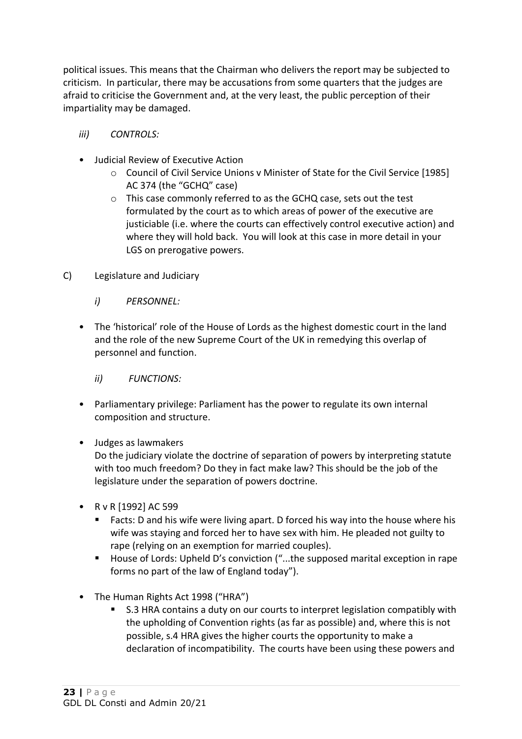political issues. This means that the Chairman who delivers the report may be subjected to criticism. In particular, there may be accusations from some quarters that the judges are afraid to criticise the Government and, at the very least, the public perception of their impartiality may be damaged.

*iii) CONTROLS:*

- Judicial Review of Executive Action
  - Council of Civil Service Unions v Minister of State for the Civil Service [1985] AC 374 (the "GCHQ" case)
  - This case commonly referred to as the GCHQ case, sets out the test formulated by the court as to which areas of power of the executive are justiciable (i.e. where the courts can effectively control executive action) and where they will hold back. You will look at this case in more detail in your LGS on prerogative powers.

C) Legislature and Judiciary

*i) PERSONNEL:*

- The 'historical' role of the House of Lords as the highest domestic court in the land and the role of the new Supreme Court of the UK in remedying this overlap of personnel and function.

*ii) FUNCTIONS:*

- Parliamentary privilege: Parliament has the power to regulate its own internal composition and structure.

- Judges as lawmakers
  Do the judiciary violate the doctrine of separation of powers by interpreting statute with too much freedom? Do they in fact make law? This should be the job of the legislature under the separation of powers doctrine.

- R v R [1992] AC 599
  - Facts: D and his wife were living apart. D forced his way into the house where his wife was staying and forced her to have sex with him. He pleaded not guilty to rape (relying on an exemption for married couples).
  - House of Lords: Upheld D's conviction ("...the supposed marital exception in rape forms no part of the law of England today").

- The Human Rights Act 1998 ("HRA")
  - S.3 HRA contains a duty on our courts to interpret legislation compatibly with the upholding of Convention rights (as far as possible) and, where this is not possible, s.4 HRA gives the higher courts the opportunity to make a declaration of incompatibility. The courts have been using these powers and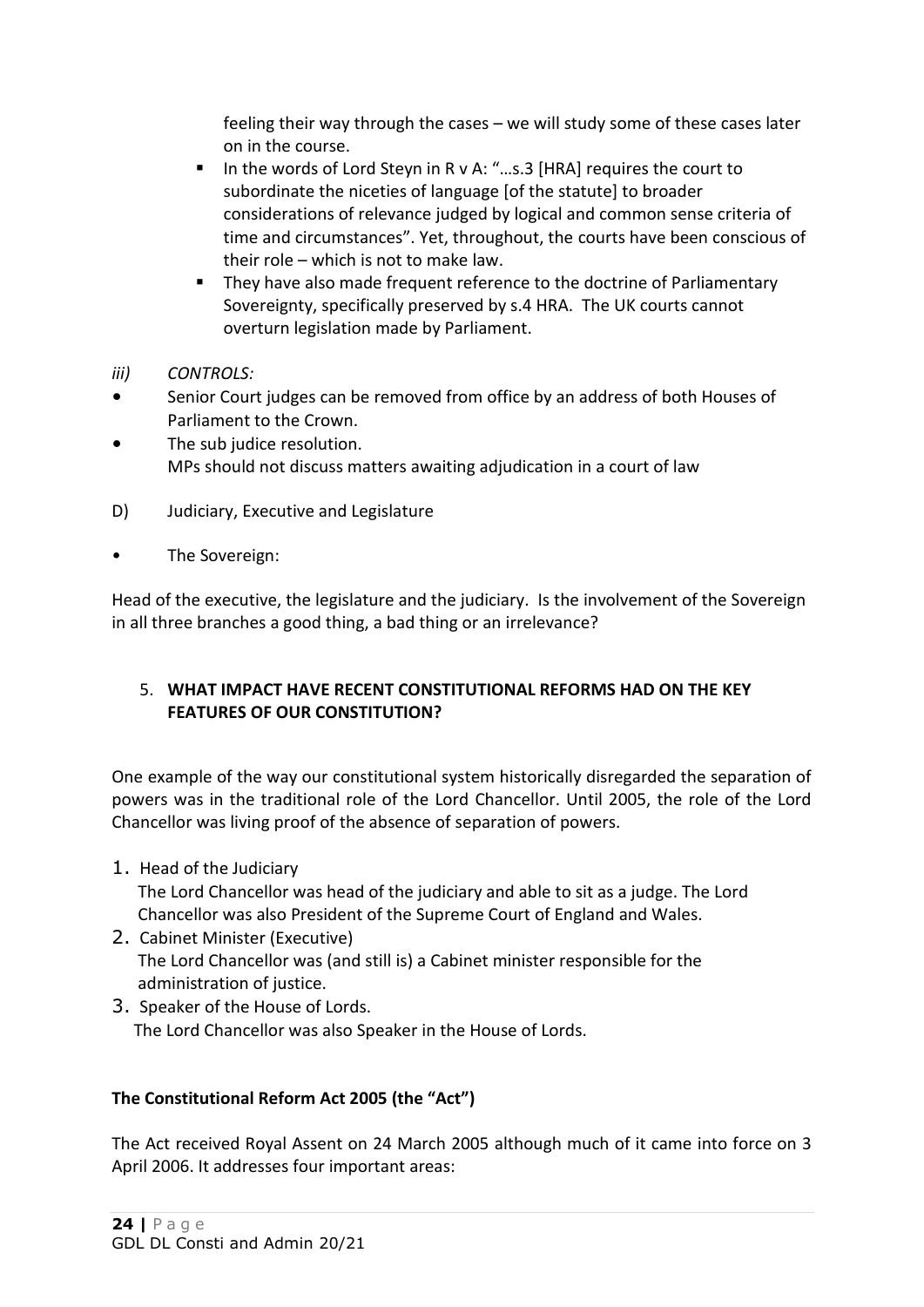feeling their way through the cases – we will study some of these cases later on in the course.

- In the words of Lord Steyn in R v A: "…s.3 [HRA] requires the court to subordinate the niceties of language [of the statute] to broader considerations of relevance judged by logical and common sense criteria of time and circumstances". Yet, throughout, the courts have been conscious of their role – which is not to make law.
- They have also made frequent reference to the doctrine of Parliamentary Sovereignty, specifically preserved by s.4 HRA. The UK courts cannot overturn legislation made by Parliament.

*iii) CONTROLS:*

- Senior Court judges can be removed from office by an address of both Houses of Parliament to the Crown.
- The sub judice resolution.
  MPs should not discuss matters awaiting adjudication in a court of law

D) Judiciary, Executive and Legislature

- The Sovereign:

Head of the executive, the legislature and the judiciary. Is the involvement of the Sovereign in all three branches a good thing, a bad thing or an irrelevance?

## 5. WHAT IMPACT HAVE RECENT CONSTITUTIONAL REFORMS HAD ON THE KEY FEATURES OF OUR CONSTITUTION?

One example of the way our constitutional system historically disregarded the separation of powers was in the traditional role of the Lord Chancellor. Until 2005, the role of the Lord Chancellor was living proof of the absence of separation of powers.

1. Head of the Judiciary
   The Lord Chancellor was head of the judiciary and able to sit as a judge. The Lord Chancellor was also President of the Supreme Court of England and Wales.
2. Cabinet Minister (Executive)
   The Lord Chancellor was (and still is) a Cabinet minister responsible for the administration of justice.
3. Speaker of the House of Lords.
   The Lord Chancellor was also Speaker in the House of Lords.

**The Constitutional Reform Act 2005 (the "Act")**

The Act received Royal Assent on 24 March 2005 although much of it came into force on 3 April 2006. It addresses four important areas: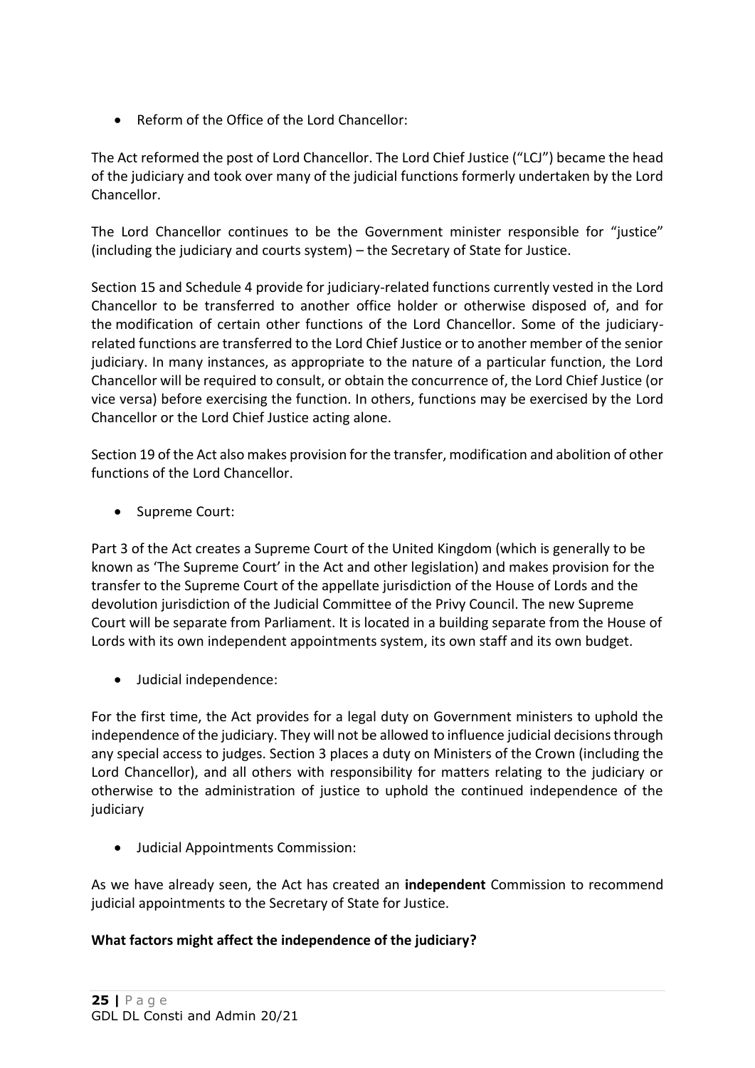- Reform of the Office of the Lord Chancellor:

The Act reformed the post of Lord Chancellor. The Lord Chief Justice ("LCJ") became the head of the judiciary and took over many of the judicial functions formerly undertaken by the Lord Chancellor.

The Lord Chancellor continues to be the Government minister responsible for "justice" (including the judiciary and courts system) – the Secretary of State for Justice.

Section 15 and Schedule 4 provide for judiciary-related functions currently vested in the Lord Chancellor to be transferred to another office holder or otherwise disposed of, and for the modification of certain other functions of the Lord Chancellor. Some of the judiciary-related functions are transferred to the Lord Chief Justice or to another member of the senior judiciary. In many instances, as appropriate to the nature of a particular function, the Lord Chancellor will be required to consult, or obtain the concurrence of, the Lord Chief Justice (or vice versa) before exercising the function. In others, functions may be exercised by the Lord Chancellor or the Lord Chief Justice acting alone.

Section 19 of the Act also makes provision for the transfer, modification and abolition of other functions of the Lord Chancellor.

- Supreme Court:

Part 3 of the Act creates a Supreme Court of the United Kingdom (which is generally to be known as 'The Supreme Court' in the Act and other legislation) and makes provision for the transfer to the Supreme Court of the appellate jurisdiction of the House of Lords and the devolution jurisdiction of the Judicial Committee of the Privy Council. The new Supreme Court will be separate from Parliament. It is located in a building separate from the House of Lords with its own independent appointments system, its own staff and its own budget.

- Judicial independence:

For the first time, the Act provides for a legal duty on Government ministers to uphold the independence of the judiciary. They will not be allowed to influence judicial decisions through any special access to judges. Section 3 places a duty on Ministers of the Crown (including the Lord Chancellor), and all others with responsibility for matters relating to the judiciary or otherwise to the administration of justice to uphold the continued independence of the judiciary

- Judicial Appointments Commission:

As we have already seen, the Act has created an **independent** Commission to recommend judicial appointments to the Secretary of State for Justice.

**What factors might affect the independence of the judiciary?**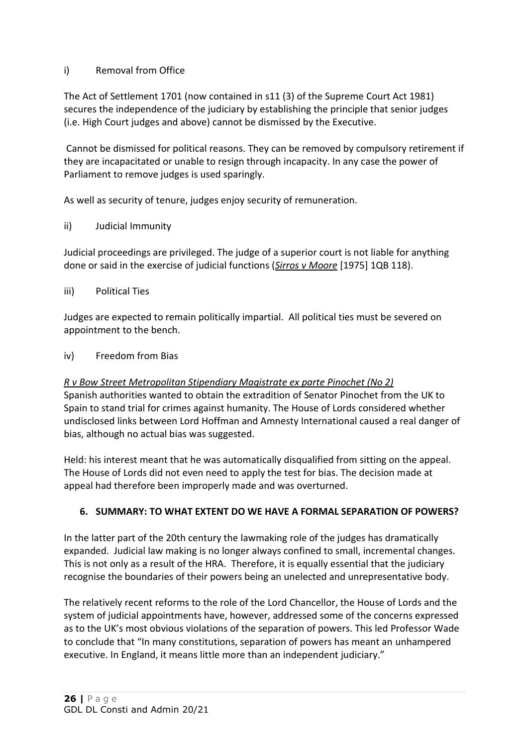i) Removal from Office

The Act of Settlement 1701 (now contained in s11 (3) of the Supreme Court Act 1981) secures the independence of the judiciary by establishing the principle that senior judges (i.e. High Court judges and above) cannot be dismissed by the Executive.

Cannot be dismissed for political reasons. They can be removed by compulsory retirement if they are incapacitated or unable to resign through incapacity. In any case the power of Parliament to remove judges is used sparingly.

As well as security of tenure, judges enjoy security of remuneration.

ii) Judicial Immunity

Judicial proceedings are privileged. The judge of a superior court is not liable for anything done or said in the exercise of judicial functions (*Sirros v Moore* [1975] 1QB 118).

iii) Political Ties

Judges are expected to remain politically impartial. All political ties must be severed on appointment to the bench.

iv) Freedom from Bias

*R v Bow Street Metropolitan Stipendiary Magistrate ex parte Pinochet (No 2)*
Spanish authorities wanted to obtain the extradition of Senator Pinochet from the UK to Spain to stand trial for crimes against humanity. The House of Lords considered whether undisclosed links between Lord Hoffman and Amnesty International caused a real danger of bias, although no actual bias was suggested.

Held: his interest meant that he was automatically disqualified from sitting on the appeal. The House of Lords did not even need to apply the test for bias. The decision made at appeal had therefore been improperly made and was overturned.

## 6. SUMMARY: TO WHAT EXTENT DO WE HAVE A FORMAL SEPARATION OF POWERS?

In the latter part of the 20th century the lawmaking role of the judges has dramatically expanded. Judicial law making is no longer always confined to small, incremental changes. This is not only as a result of the HRA. Therefore, it is equally essential that the judiciary recognise the boundaries of their powers being an unelected and unrepresentative body.

The relatively recent reforms to the role of the Lord Chancellor, the House of Lords and the system of judicial appointments have, however, addressed some of the concerns expressed as to the UK's most obvious violations of the separation of powers. This led Professor Wade to conclude that "In many constitutions, separation of powers has meant an unhampered executive. In England, it means little more than an independent judiciary."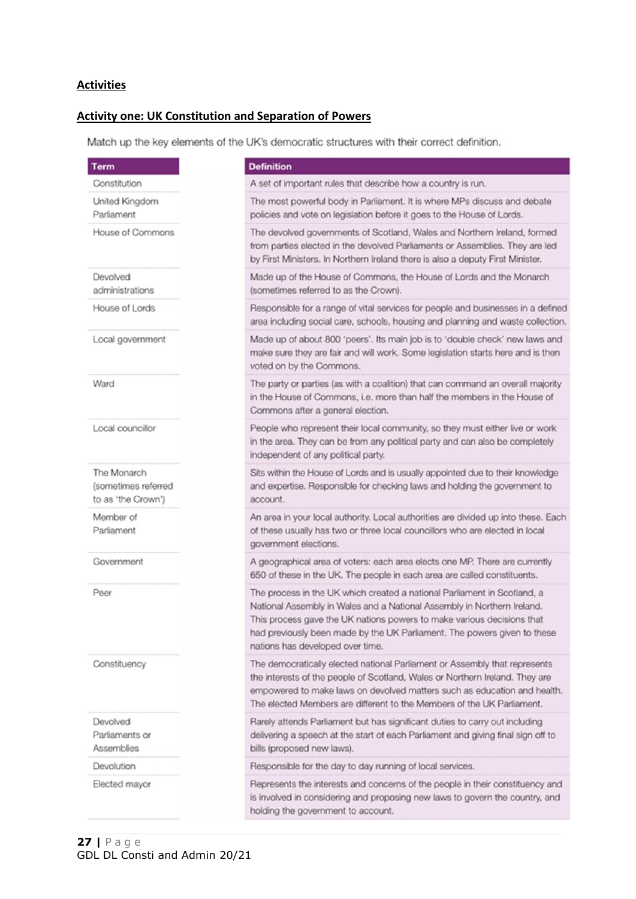## Activities

## Activity one: UK Constitution and Separation of Powers

Match up the key elements of the UK's democratic structures with their correct definition.

| Term | Definition |
|---|---|
| Constitution | A set of important rules that describe how a country is run. |
| United Kingdom Parliament | The most powerful body in Parliament. It is where MPs discuss and debate policies and vote on legislation before it goes to the House of Lords. |
| House of Commons | The devolved governments of Scotland, Wales and Northern Ireland, formed from parties elected in the devolved Parliaments or Assemblies. They are led by First Ministers. In Northern Ireland there is also a deputy First Minister. |
| Devolved administrations | Made up of the House of Commons, the House of Lords and the Monarch (sometimes referred to as the Crown). |
| House of Lords | Responsible for a range of vital services for people and businesses in a defined area including social care, schools, housing and planning and waste collection. |
| Local government | Made up of about 800 'peers'. Its main job is to 'double check' new laws and make sure they are fair and will work. Some legislation starts here and is then voted on by the Commons. |
| Ward | The party or parties (as with a coalition) that can command an overall majority in the House of Commons, i.e. more than half the members in the House of Commons after a general election. |
| Local councillor | People who represent their local community, so they must either live or work in the area. They can be from any political party and can also be completely independent of any political party. |
| The Monarch (sometimes referred to as 'the Crown') | Sits within the House of Lords and is usually appointed due to their knowledge and expertise. Responsible for checking laws and holding the government to account. |
| Member of Parliament | An area in your local authority. Local authorities are divided up into these. Each of these usually has two or three local councillors who are elected in local government elections. |
| Government | A geographical area of voters: each area elects one MP. There are currently 650 of these in the UK. The people in each area are called constituents. |
| Peer | The process in the UK which created a national Parliament in Scotland, a National Assembly in Wales and a National Assembly in Northern Ireland. This process gave the UK nations powers to make various decisions that had previously been made by the UK Parliament. The powers given to these nations has developed over time. |
| Constituency | The democratically elected national Parliament or Assembly that represents the interests of the people of Scotland, Wales or Northern Ireland. They are empowered to make laws on devolved matters such as education and health. The elected Members are different to the Members of the UK Parliament. |
| Devolved Parliaments or Assemblies | Rarely attends Parliament but has significant duties to carry out including delivering a speech at the start of each Parliament and giving final sign off to bills (proposed new laws). |
| Devolution | Responsible for the day to day running of local services. |
| Elected mayor | Represents the interests and concerns of the people in their constituency and is involved in considering and proposing new laws to govern the country, and holding the government to account. |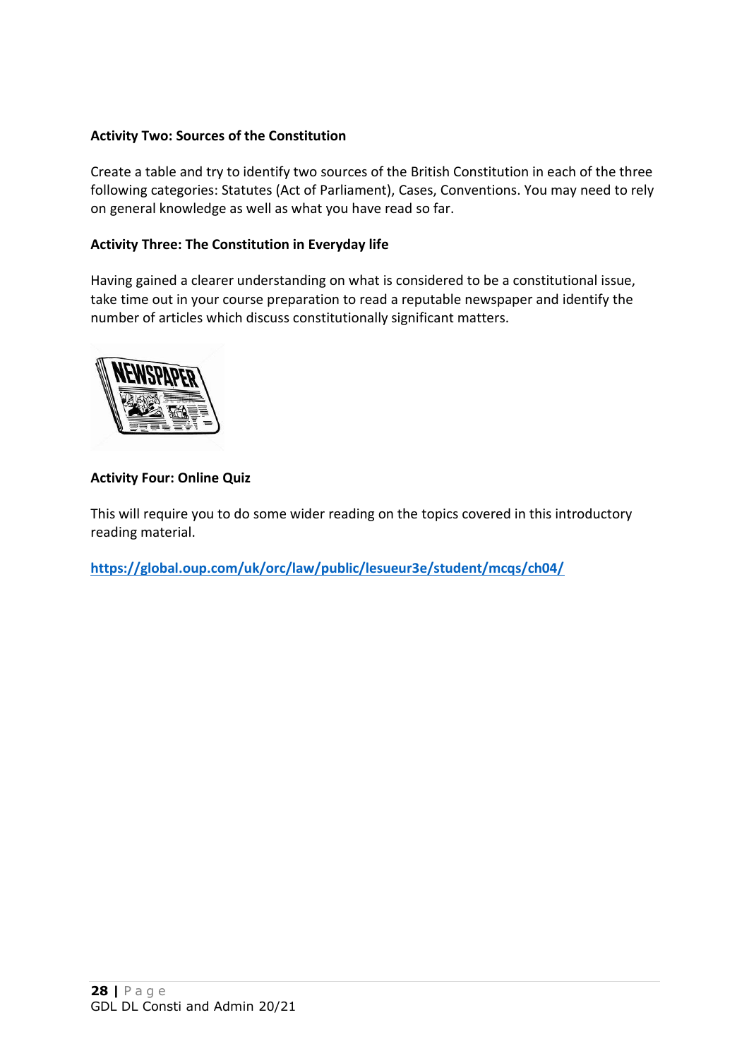**Activity Two: Sources of the Constitution**

Create a table and try to identify two sources of the British Constitution in each of the three following categories: Statutes (Act of Parliament), Cases, Conventions. You may need to rely on general knowledge as well as what you have read so far.

**Activity Three: The Constitution in Everyday life**

Having gained a clearer understanding on what is considered to be a constitutional issue, take time out in your course preparation to read a reputable newspaper and identify the number of articles which discuss constitutionally significant matters.

**Activity Four: Online Quiz**

This will require you to do some wider reading on the topics covered in this introductory reading material.

**https://global.oup.com/uk/orc/law/public/lesueur3e/student/mcqs/ch04/**